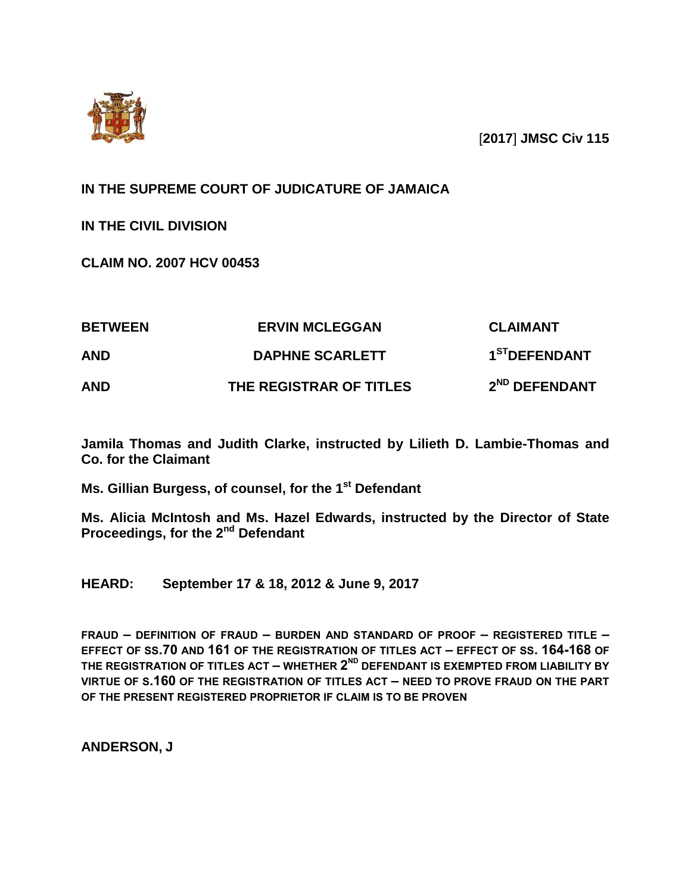[2017] JMSC Civ 115

**IN THE SUPREME COURT OF JUDICATURE OF JAMAICA**

**IN THE CIVIL DIVISION**

**CLAIM NO. 2007 HCV 00453**

| | | |
|---|---|---|
| **BETWEEN** | **ERVIN MCLEGGAN** | **CLAIMANT** |
| **AND** | **DAPHNE SCARLETT** | **1ST DEFENDANT** |
| **AND** | **THE REGISTRAR OF TITLES** | **2ND DEFENDANT** |

**Jamila Thomas and Judith Clarke, instructed by Lilieth D. Lambie-Thomas and Co. for the Claimant**

**Ms. Gillian Burgess, of counsel, for the 1st Defendant**

**Ms. Alicia McIntosh and Ms. Hazel Edwards, instructed by the Director of State Proceedings, for the 2nd Defendant**

**HEARD: September 17 & 18, 2012 & June 9, 2017**

**FRAUD – DEFINITION OF FRAUD – BURDEN AND STANDARD OF PROOF – REGISTERED TITLE – EFFECT OF SS.70 AND 161 OF THE REGISTRATION OF TITLES ACT – EFFECT OF SS. 164-168 OF THE REGISTRATION OF TITLES ACT – WHETHER 2ND DEFENDANT IS EXEMPTED FROM LIABILITY BY VIRTUE OF S.160 OF THE REGISTRATION OF TITLES ACT – NEED TO PROVE FRAUD ON THE PART OF THE PRESENT REGISTERED PROPRIETOR IF CLAIM IS TO BE PROVEN**

**ANDERSON, J**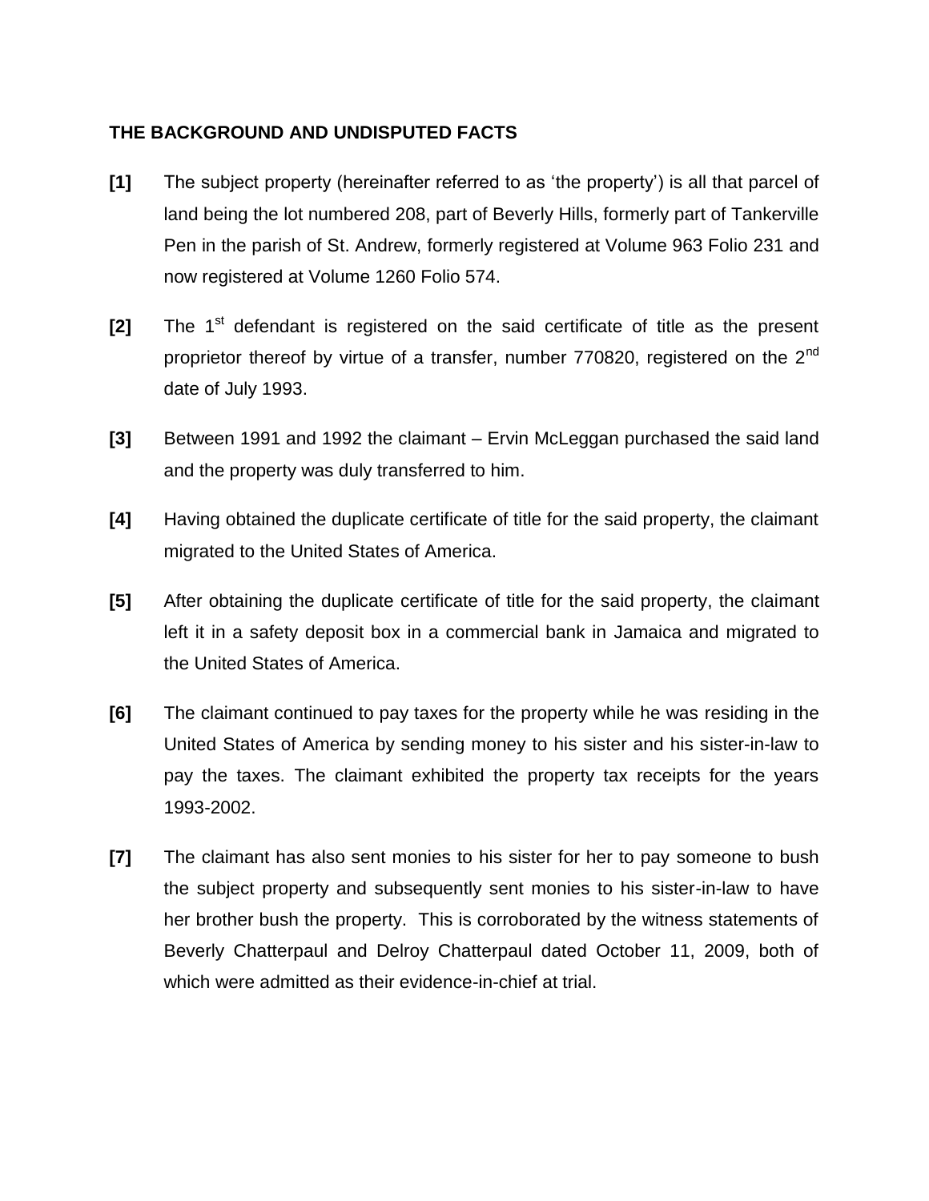## THE BACKGROUND AND UNDISPUTED FACTS

**[1]** The subject property (hereinafter referred to as 'the property') is all that parcel of land being the lot numbered 208, part of Beverly Hills, formerly part of Tankerville Pen in the parish of St. Andrew, formerly registered at Volume 963 Folio 231 and now registered at Volume 1260 Folio 574.

**[2]** The 1st defendant is registered on the said certificate of title as the present proprietor thereof by virtue of a transfer, number 770820, registered on the 2nd date of July 1993.

**[3]** Between 1991 and 1992 the claimant – Ervin McLeggan purchased the said land and the property was duly transferred to him.

**[4]** Having obtained the duplicate certificate of title for the said property, the claimant migrated to the United States of America.

**[5]** After obtaining the duplicate certificate of title for the said property, the claimant left it in a safety deposit box in a commercial bank in Jamaica and migrated to the United States of America.

**[6]** The claimant continued to pay taxes for the property while he was residing in the United States of America by sending money to his sister and his sister-in-law to pay the taxes. The claimant exhibited the property tax receipts for the years 1993-2002.

**[7]** The claimant has also sent monies to his sister for her to pay someone to bush the subject property and subsequently sent monies to his sister-in-law to have her brother bush the property. This is corroborated by the witness statements of Beverly Chatterpaul and Delroy Chatterpaul dated October 11, 2009, both of which were admitted as their evidence-in-chief at trial.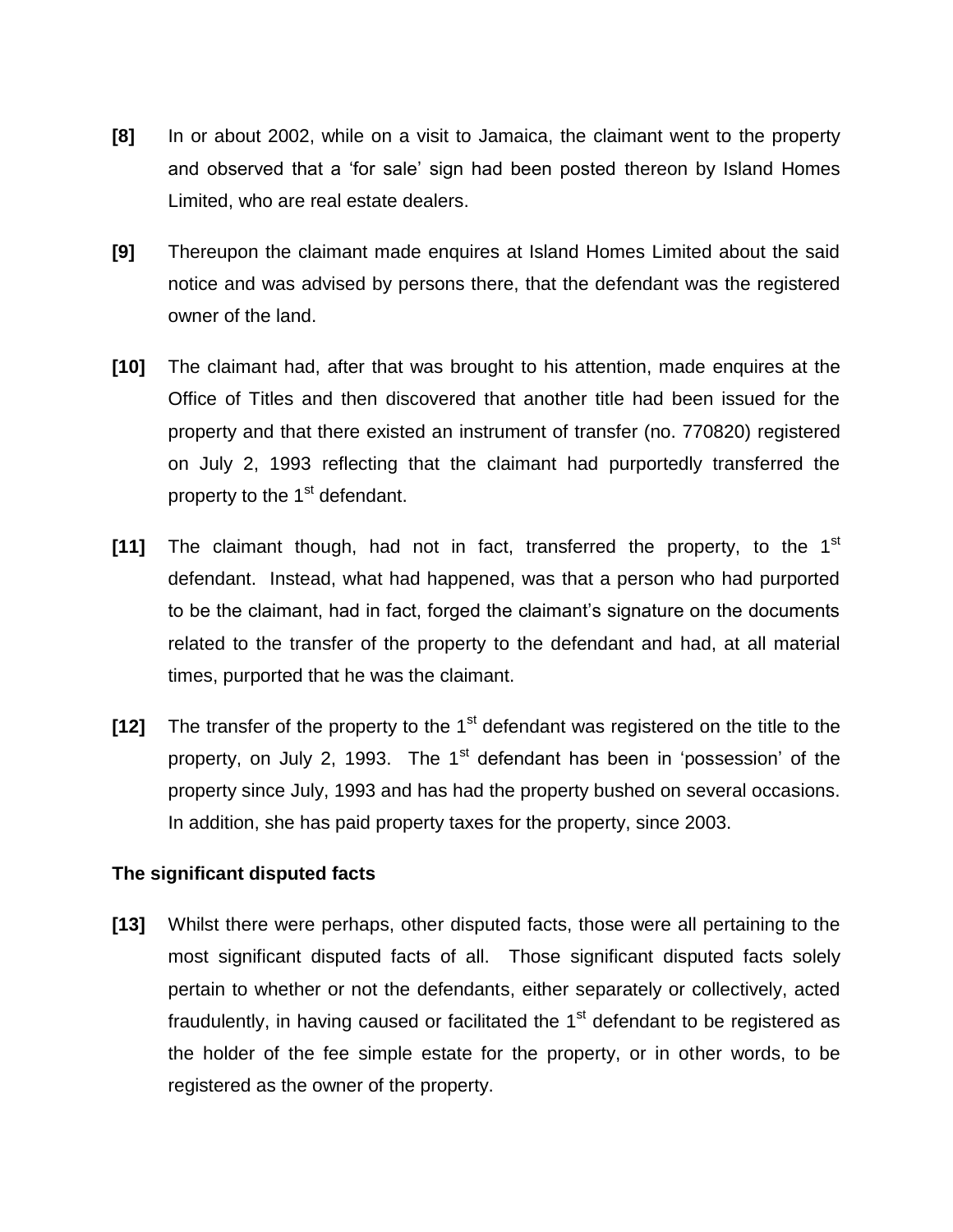**[8]** In or about 2002, while on a visit to Jamaica, the claimant went to the property and observed that a 'for sale' sign had been posted thereon by Island Homes Limited, who are real estate dealers.

**[9]** Thereupon the claimant made enquires at Island Homes Limited about the said notice and was advised by persons there, that the defendant was the registered owner of the land.

**[10]** The claimant had, after that was brought to his attention, made enquires at the Office of Titles and then discovered that another title had been issued for the property and that there existed an instrument of transfer (no. 770820) registered on July 2, 1993 reflecting that the claimant had purportedly transferred the property to the 1st defendant.

**[11]** The claimant though, had not in fact, transferred the property, to the 1st defendant. Instead, what had happened, was that a person who had purported to be the claimant, had in fact, forged the claimant's signature on the documents related to the transfer of the property to the defendant and had, at all material times, purported that he was the claimant.

**[12]** The transfer of the property to the 1st defendant was registered on the title to the property, on July 2, 1993. The 1st defendant has been in 'possession' of the property since July, 1993 and has had the property bushed on several occasions. In addition, she has paid property taxes for the property, since 2003.

**The significant disputed facts**

**[13]** Whilst there were perhaps, other disputed facts, those were all pertaining to the most significant disputed facts of all. Those significant disputed facts solely pertain to whether or not the defendants, either separately or collectively, acted fraudulently, in having caused or facilitated the 1st defendant to be registered as the holder of the fee simple estate for the property, or in other words, to be registered as the owner of the property.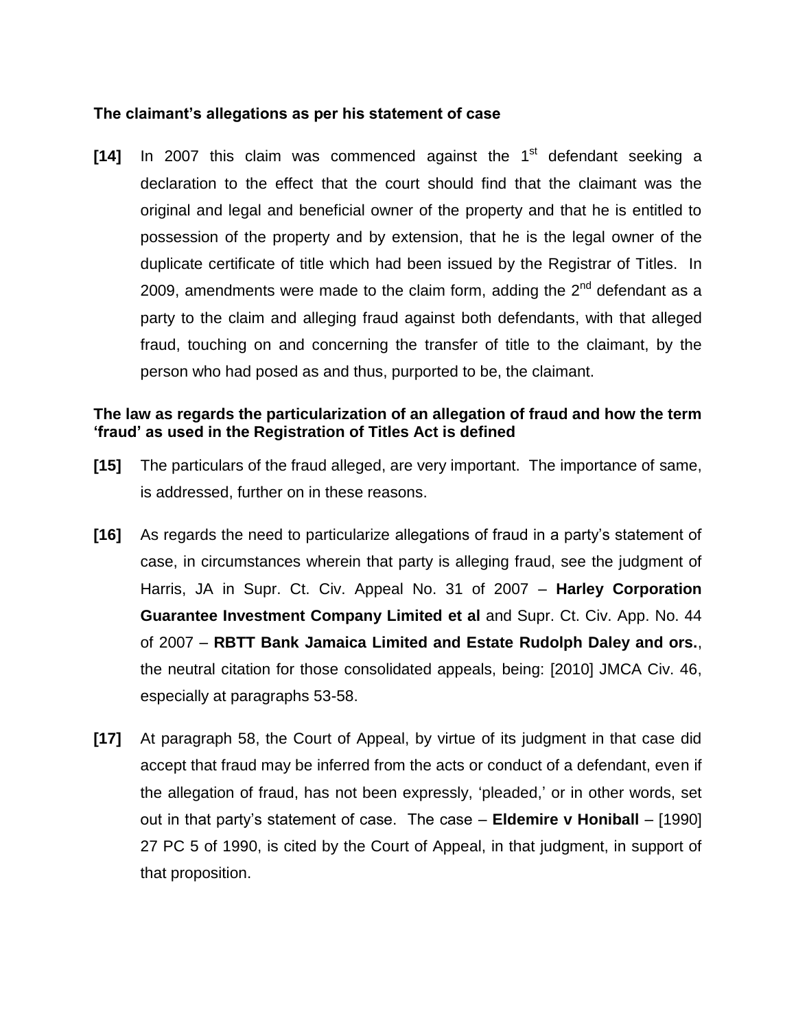**The claimant's allegations as per his statement of case**

**[14]** In 2007 this claim was commenced against the 1st defendant seeking a declaration to the effect that the court should find that the claimant was the original and legal and beneficial owner of the property and that he is entitled to possession of the property and by extension, that he is the legal owner of the duplicate certificate of title which had been issued by the Registrar of Titles. In 2009, amendments were made to the claim form, adding the 2nd defendant as a party to the claim and alleging fraud against both defendants, with that alleged fraud, touching on and concerning the transfer of title to the claimant, by the person who had posed as and thus, purported to be, the claimant.

**The law as regards the particularization of an allegation of fraud and how the term 'fraud' as used in the Registration of Titles Act is defined**

**[15]** The particulars of the fraud alleged, are very important. The importance of same, is addressed, further on in these reasons.

**[16]** As regards the need to particularize allegations of fraud in a party's statement of case, in circumstances wherein that party is alleging fraud, see the judgment of Harris, JA in Supr. Ct. Civ. Appeal No. 31 of 2007 – **Harley Corporation Guarantee Investment Company Limited et al** and Supr. Ct. Civ. App. No. 44 of 2007 – **RBTT Bank Jamaica Limited and Estate Rudolph Daley and ors.**, the neutral citation for those consolidated appeals, being: [2010] JMCA Civ. 46, especially at paragraphs 53-58.

**[17]** At paragraph 58, the Court of Appeal, by virtue of its judgment in that case did accept that fraud may be inferred from the acts or conduct of a defendant, even if the allegation of fraud, has not been expressly, 'pleaded,' or in other words, set out in that party's statement of case. The case – **Eldemire v Honiball** – [1990] 27 PC 5 of 1990, is cited by the Court of Appeal, in that judgment, in support of that proposition.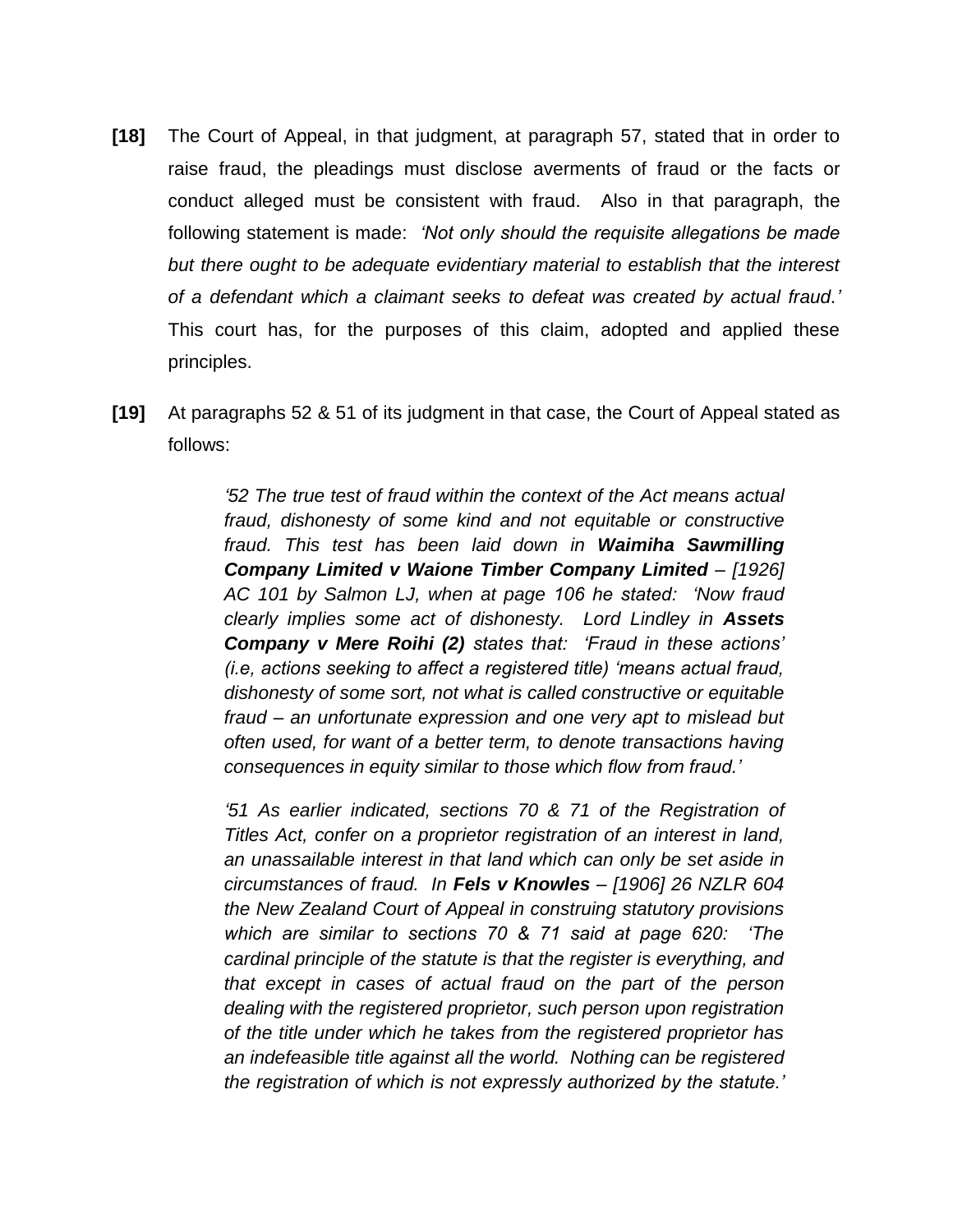**[18]** The Court of Appeal, in that judgment, at paragraph 57, stated that in order to raise fraud, the pleadings must disclose averments of fraud or the facts or conduct alleged must be consistent with fraud. Also in that paragraph, the following statement is made: *'Not only should the requisite allegations be made but there ought to be adequate evidentiary material to establish that the interest of a defendant which a claimant seeks to defeat was created by actual fraud.'* This court has, for the purposes of this claim, adopted and applied these principles.

**[19]** At paragraphs 52 & 51 of its judgment in that case, the Court of Appeal stated as follows:

> *'52 The true test of fraud within the context of the Act means actual fraud, dishonesty of some kind and not equitable or constructive fraud. This test has been laid down in **Waimiha Sawmilling Company Limited v Waione Timber Company Limited** – [1926] AC 101 by Salmon LJ, when at page 106 he stated: 'Now fraud clearly implies some act of dishonesty. Lord Lindley in **Assets Company v Mere Roihi (2)** states that: 'Fraud in these actions' (i.e, actions seeking to affect a registered title) 'means actual fraud, dishonesty of some sort, not what is called constructive or equitable fraud – an unfortunate expression and one very apt to mislead but often used, for want of a better term, to denote transactions having consequences in equity similar to those which flow from fraud.'*
>
> *'51 As earlier indicated, sections 70 & 71 of the Registration of Titles Act, confer on a proprietor registration of an interest in land, an unassailable interest in that land which can only be set aside in circumstances of fraud. In **Fels v Knowles** – [1906] 26 NZLR 604 the New Zealand Court of Appeal in construing statutory provisions which are similar to sections 70 & 71 said at page 620: 'The cardinal principle of the statute is that the register is everything, and that except in cases of actual fraud on the part of the person dealing with the registered proprietor, such person upon registration of the title under which he takes from the registered proprietor has an indefeasible title against all the world. Nothing can be registered the registration of which is not expressly authorized by the statute.'*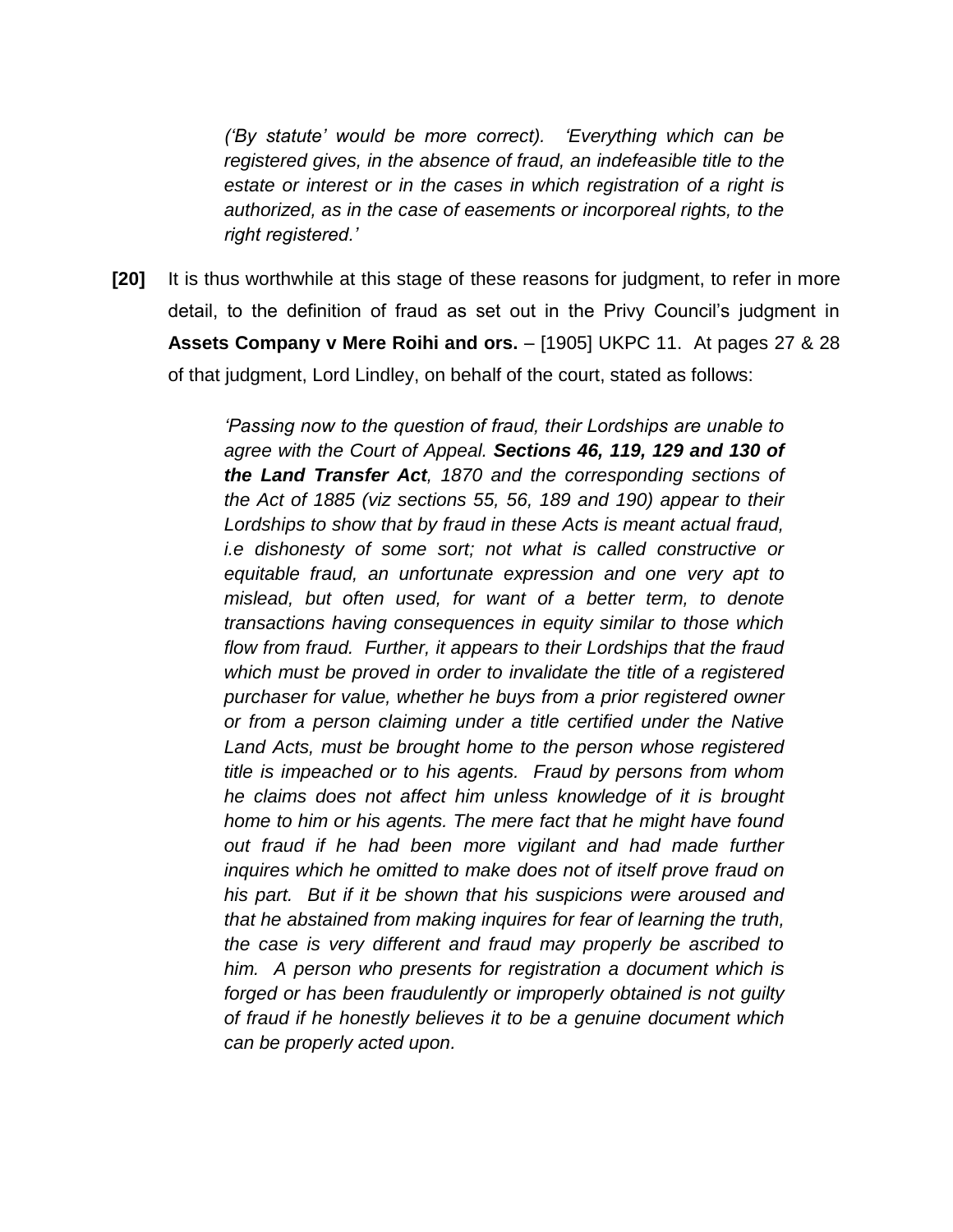> *('By statute' would be more correct). 'Everything which can be registered gives, in the absence of fraud, an indefeasible title to the estate or interest or in the cases in which registration of a right is authorized, as in the case of easements or incorporeal rights, to the right registered.'*

**[20]** It is thus worthwhile at this stage of these reasons for judgment, to refer in more detail, to the definition of fraud as set out in the Privy Council's judgment in **Assets Company v Mere Roihi and ors.** – [1905] UKPC 11. At pages 27 & 28 of that judgment, Lord Lindley, on behalf of the court, stated as follows:

> *'Passing now to the question of fraud, their Lordships are unable to agree with the Court of Appeal. **Sections 46, 119, 129 and 130 of the Land Transfer Act**, 1870 and the corresponding sections of the Act of 1885 (viz sections 55, 56, 189 and 190) appear to their Lordships to show that by fraud in these Acts is meant actual fraud, i.e dishonesty of some sort; not what is called constructive or equitable fraud, an unfortunate expression and one very apt to mislead, but often used, for want of a better term, to denote transactions having consequences in equity similar to those which flow from fraud. Further, it appears to their Lordships that the fraud which must be proved in order to invalidate the title of a registered purchaser for value, whether he buys from a prior registered owner or from a person claiming under a title certified under the Native Land Acts, must be brought home to the person whose registered title is impeached or to his agents. Fraud by persons from whom he claims does not affect him unless knowledge of it is brought home to him or his agents. The mere fact that he might have found out fraud if he had been more vigilant and had made further inquires which he omitted to make does not of itself prove fraud on his part. But if it be shown that his suspicions were aroused and that he abstained from making inquires for fear of learning the truth, the case is very different and fraud may properly be ascribed to him. A person who presents for registration a document which is forged or has been fraudulently or improperly obtained is not guilty of fraud if he honestly believes it to be a genuine document which can be properly acted upon.*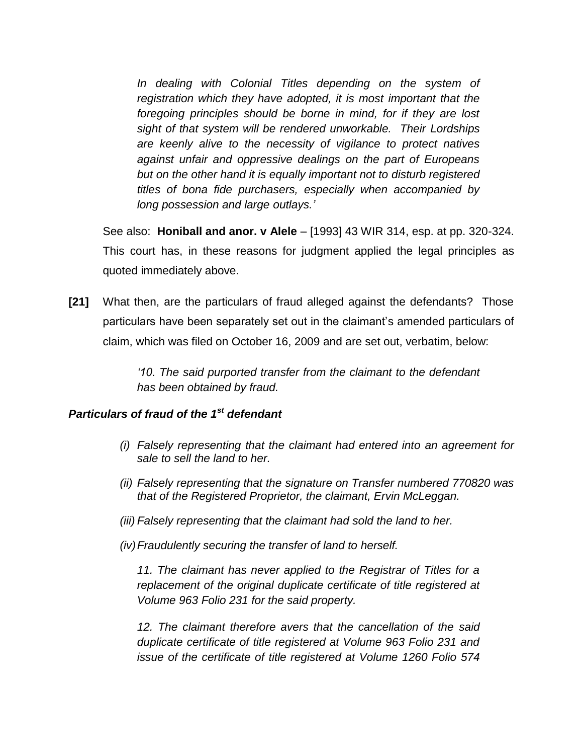> *In dealing with Colonial Titles depending on the system of registration which they have adopted, it is most important that the foregoing principles should be borne in mind, for if they are lost sight of that system will be rendered unworkable. Their Lordships are keenly alive to the necessity of vigilance to protect natives against unfair and oppressive dealings on the part of Europeans but on the other hand it is equally important not to disturb registered titles of bona fide purchasers, especially when accompanied by long possession and large outlays.'*

See also: **Honiball and anor. v Alele** – [1993] 43 WIR 314, esp. at pp. 320-324. This court has, in these reasons for judgment applied the legal principles as quoted immediately above.

**[21]** What then, are the particulars of fraud alleged against the defendants? Those particulars have been separately set out in the claimant's amended particulars of claim, which was filed on October 16, 2009 and are set out, verbatim, below:

> *'10. The said purported transfer from the claimant to the defendant has been obtained by fraud.*

***Particulars of fraud of the 1st defendant***

> *(i) Falsely representing that the claimant had entered into an agreement for sale to sell the land to her.*
>
> *(ii) Falsely representing that the signature on Transfer numbered 770820 was that of the Registered Proprietor, the claimant, Ervin McLeggan.*
>
> *(iii) Falsely representing that the claimant had sold the land to her.*
>
> *(iv) Fraudulently securing the transfer of land to herself.*
>
> *11. The claimant has never applied to the Registrar of Titles for a replacement of the original duplicate certificate of title registered at Volume 963 Folio 231 for the said property.*
>
> *12. The claimant therefore avers that the cancellation of the said duplicate certificate of title registered at Volume 963 Folio 231 and issue of the certificate of title registered at Volume 1260 Folio 574*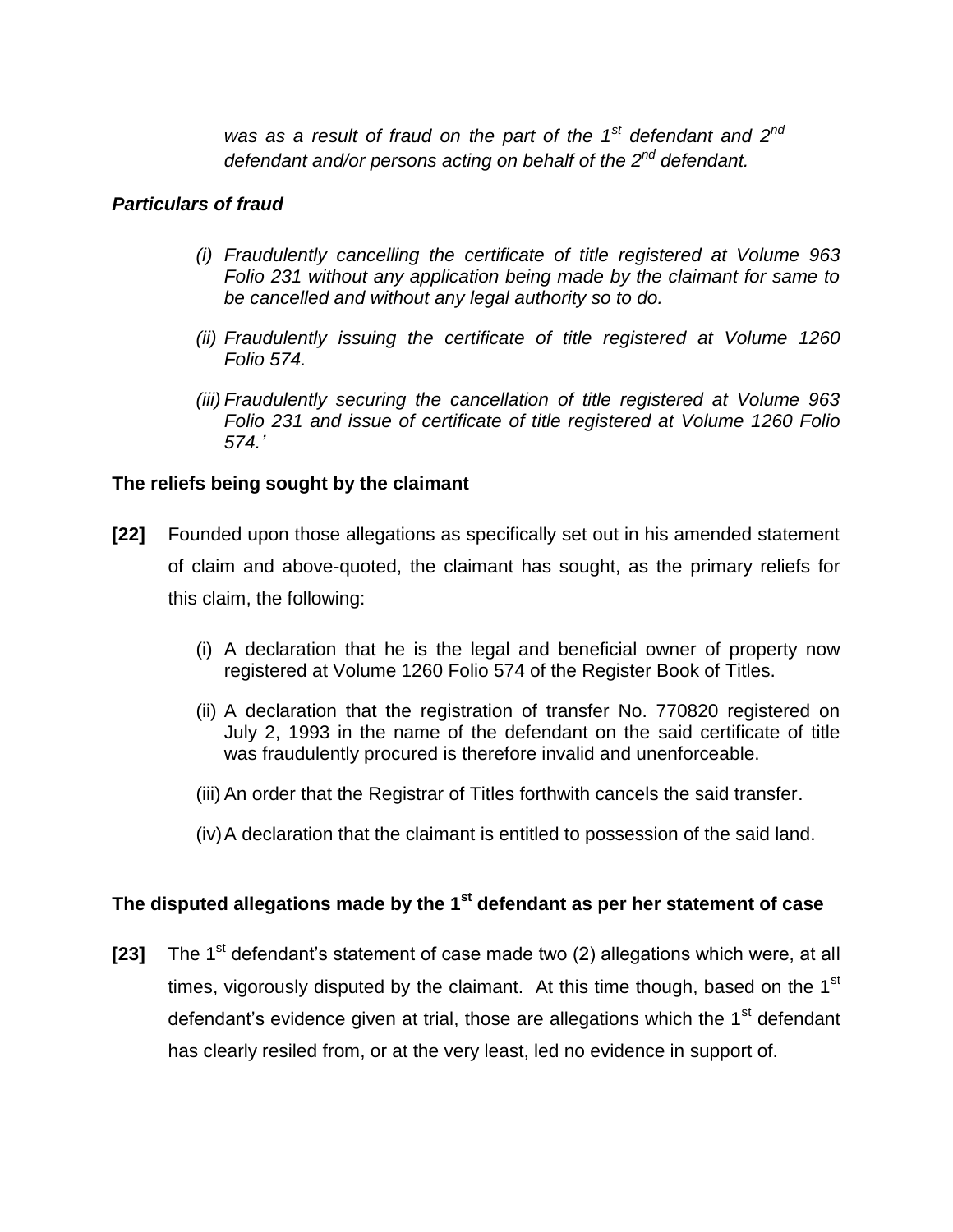*was as a result of fraud on the part of the 1st defendant and 2nd defendant and/or persons acting on behalf of the 2nd defendant.*

***Particulars of fraud***

*(i) Fraudulently cancelling the certificate of title registered at Volume 963 Folio 231 without any application being made by the claimant for same to be cancelled and without any legal authority so to do.*

*(ii) Fraudulently issuing the certificate of title registered at Volume 1260 Folio 574.*

*(iii) Fraudulently securing the cancellation of title registered at Volume 963 Folio 231 and issue of certificate of title registered at Volume 1260 Folio 574.'*

**The reliefs being sought by the claimant**

**[22]** Founded upon those allegations as specifically set out in his amended statement of claim and above-quoted, the claimant has sought, as the primary reliefs for this claim, the following:

(i) A declaration that he is the legal and beneficial owner of property now registered at Volume 1260 Folio 574 of the Register Book of Titles.

(ii) A declaration that the registration of transfer No. 770820 registered on July 2, 1993 in the name of the defendant on the said certificate of title was fraudulently procured is therefore invalid and unenforceable.

(iii) An order that the Registrar of Titles forthwith cancels the said transfer.

(iv) A declaration that the claimant is entitled to possession of the said land.

**The disputed allegations made by the 1st defendant as per her statement of case**

**[23]** The 1st defendant's statement of case made two (2) allegations which were, at all times, vigorously disputed by the claimant. At this time though, based on the 1st defendant's evidence given at trial, those are allegations which the 1st defendant has clearly resiled from, or at the very least, led no evidence in support of.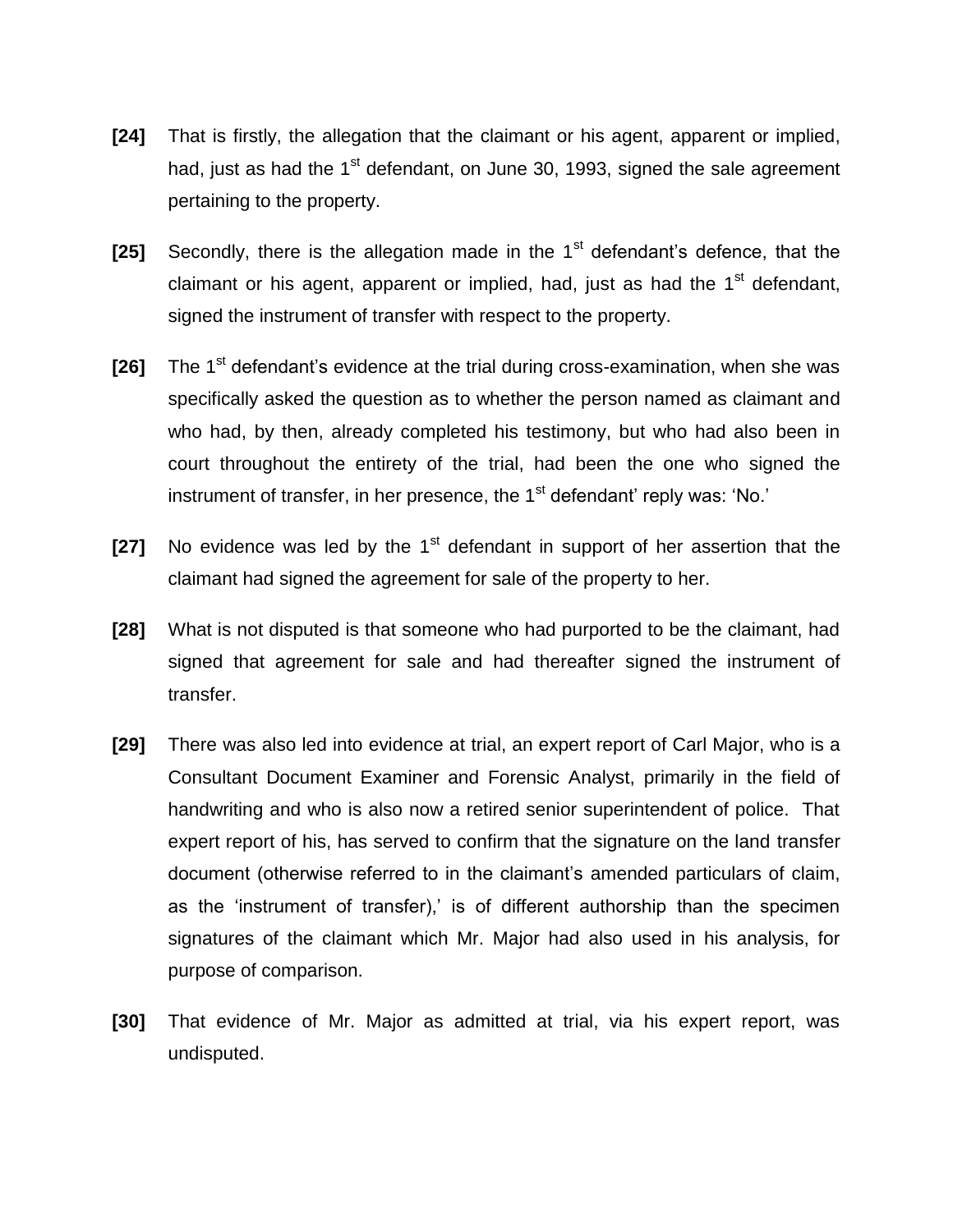**[24]** That is firstly, the allegation that the claimant or his agent, apparent or implied, had, just as had the 1st defendant, on June 30, 1993, signed the sale agreement pertaining to the property.

**[25]** Secondly, there is the allegation made in the 1st defendant's defence, that the claimant or his agent, apparent or implied, had, just as had the 1st defendant, signed the instrument of transfer with respect to the property.

**[26]** The 1st defendant's evidence at the trial during cross-examination, when she was specifically asked the question as to whether the person named as claimant and who had, by then, already completed his testimony, but who had also been in court throughout the entirety of the trial, had been the one who signed the instrument of transfer, in her presence, the 1st defendant' reply was: 'No.'

**[27]** No evidence was led by the 1st defendant in support of her assertion that the claimant had signed the agreement for sale of the property to her.

**[28]** What is not disputed is that someone who had purported to be the claimant, had signed that agreement for sale and had thereafter signed the instrument of transfer.

**[29]** There was also led into evidence at trial, an expert report of Carl Major, who is a Consultant Document Examiner and Forensic Analyst, primarily in the field of handwriting and who is also now a retired senior superintendent of police. That expert report of his, has served to confirm that the signature on the land transfer document (otherwise referred to in the claimant's amended particulars of claim, as the 'instrument of transfer),' is of different authorship than the specimen signatures of the claimant which Mr. Major had also used in his analysis, for purpose of comparison.

**[30]** That evidence of Mr. Major as admitted at trial, via his expert report, was undisputed.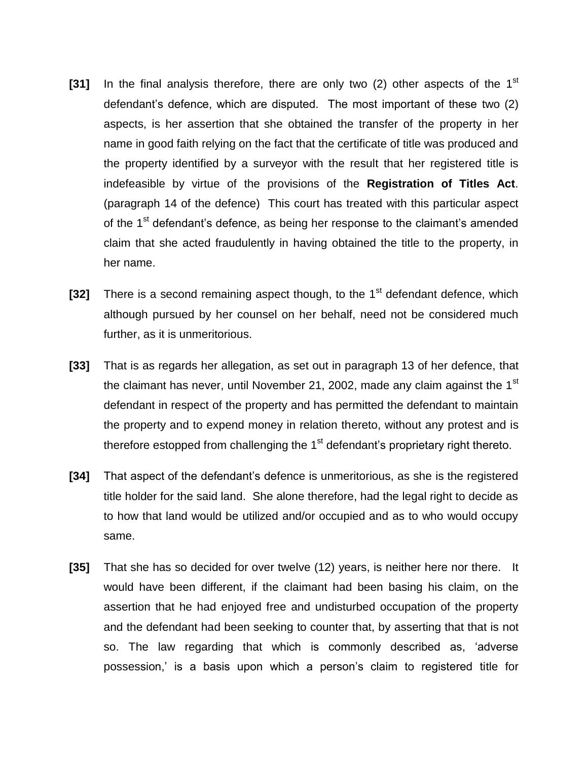**[31]** In the final analysis therefore, there are only two (2) other aspects of the 1st defendant's defence, which are disputed. The most important of these two (2) aspects, is her assertion that she obtained the transfer of the property in her name in good faith relying on the fact that the certificate of title was produced and the property identified by a surveyor with the result that her registered title is indefeasible by virtue of the provisions of the **Registration of Titles Act**. (paragraph 14 of the defence) This court has treated with this particular aspect of the 1st defendant's defence, as being her response to the claimant's amended claim that she acted fraudulently in having obtained the title to the property, in her name.

**[32]** There is a second remaining aspect though, to the 1st defendant defence, which although pursued by her counsel on her behalf, need not be considered much further, as it is unmeritorious.

**[33]** That is as regards her allegation, as set out in paragraph 13 of her defence, that the claimant has never, until November 21, 2002, made any claim against the 1st defendant in respect of the property and has permitted the defendant to maintain the property and to expend money in relation thereto, without any protest and is therefore estopped from challenging the 1st defendant's proprietary right thereto.

**[34]** That aspect of the defendant's defence is unmeritorious, as she is the registered title holder for the said land. She alone therefore, had the legal right to decide as to how that land would be utilized and/or occupied and as to who would occupy same.

**[35]** That she has so decided for over twelve (12) years, is neither here nor there. It would have been different, if the claimant had been basing his claim, on the assertion that he had enjoyed free and undisturbed occupation of the property and the defendant had been seeking to counter that, by asserting that that is not so. The law regarding that which is commonly described as, 'adverse possession,' is a basis upon which a person's claim to registered title for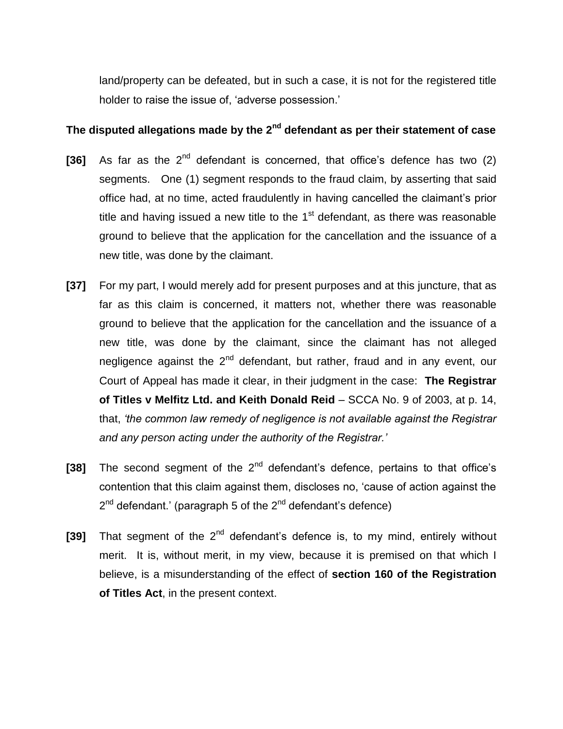land/property can be defeated, but in such a case, it is not for the registered title holder to raise the issue of, 'adverse possession.'

**The disputed allegations made by the 2nd defendant as per their statement of case**

**[36]** As far as the 2nd defendant is concerned, that office's defence has two (2) segments. One (1) segment responds to the fraud claim, by asserting that said office had, at no time, acted fraudulently in having cancelled the claimant's prior title and having issued a new title to the 1st defendant, as there was reasonable ground to believe that the application for the cancellation and the issuance of a new title, was done by the claimant.

**[37]** For my part, I would merely add for present purposes and at this juncture, that as far as this claim is concerned, it matters not, whether there was reasonable ground to believe that the application for the cancellation and the issuance of a new title, was done by the claimant, since the claimant has not alleged negligence against the 2nd defendant, but rather, fraud and in any event, our Court of Appeal has made it clear, in their judgment in the case: **The Registrar of Titles v Melfitz Ltd. and Keith Donald Reid** – SCCA No. 9 of 2003, at p. 14, that, *'the common law remedy of negligence is not available against the Registrar and any person acting under the authority of the Registrar.'*

**[38]** The second segment of the 2nd defendant's defence, pertains to that office's contention that this claim against them, discloses no, 'cause of action against the 2nd defendant.' (paragraph 5 of the 2nd defendant's defence)

**[39]** That segment of the 2nd defendant's defence is, to my mind, entirely without merit. It is, without merit, in my view, because it is premised on that which I believe, is a misunderstanding of the effect of **section 160 of the Registration of Titles Act**, in the present context.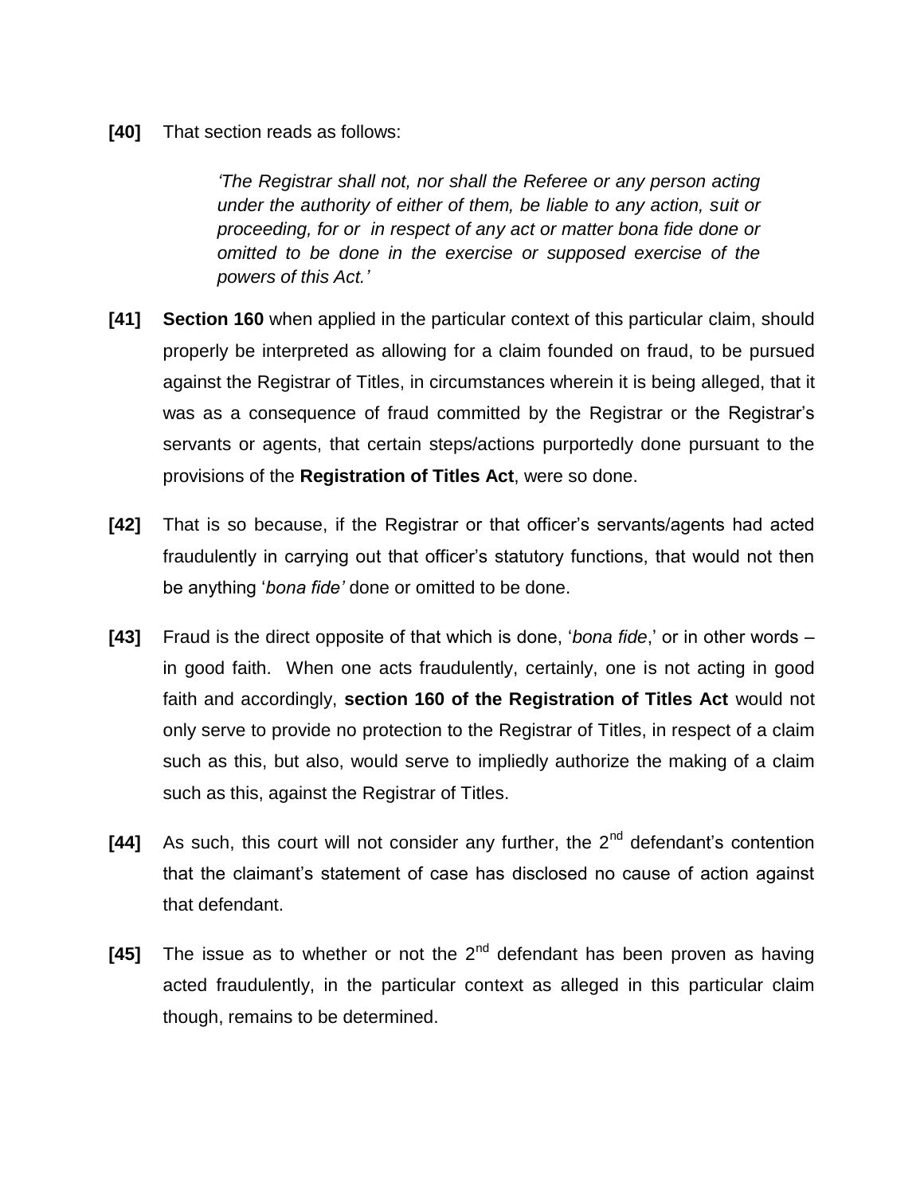**[40]** That section reads as follows:

> *'The Registrar shall not, nor shall the Referee or any person acting under the authority of either of them, be liable to any action, suit or proceeding, for or in respect of any act or matter bona fide done or omitted to be done in the exercise or supposed exercise of the powers of this Act.'*

**[41]** **Section 160** when applied in the particular context of this particular claim, should properly be interpreted as allowing for a claim founded on fraud, to be pursued against the Registrar of Titles, in circumstances wherein it is being alleged, that it was as a consequence of fraud committed by the Registrar or the Registrar's servants or agents, that certain steps/actions purportedly done pursuant to the provisions of the **Registration of Titles Act**, were so done.

**[42]** That is so because, if the Registrar or that officer's servants/agents had acted fraudulently in carrying out that officer's statutory functions, that would not then be anything '*bona fide'* done or omitted to be done.

**[43]** Fraud is the direct opposite of that which is done, '*bona fide*,' or in other words – in good faith. When one acts fraudulently, certainly, one is not acting in good faith and accordingly, **section 160 of the Registration of Titles Act** would not only serve to provide no protection to the Registrar of Titles, in respect of a claim such as this, but also, would serve to impliedly authorize the making of a claim such as this, against the Registrar of Titles.

**[44]** As such, this court will not consider any further, the 2nd defendant's contention that the claimant's statement of case has disclosed no cause of action against that defendant.

**[45]** The issue as to whether or not the 2nd defendant has been proven as having acted fraudulently, in the particular context as alleged in this particular claim though, remains to be determined.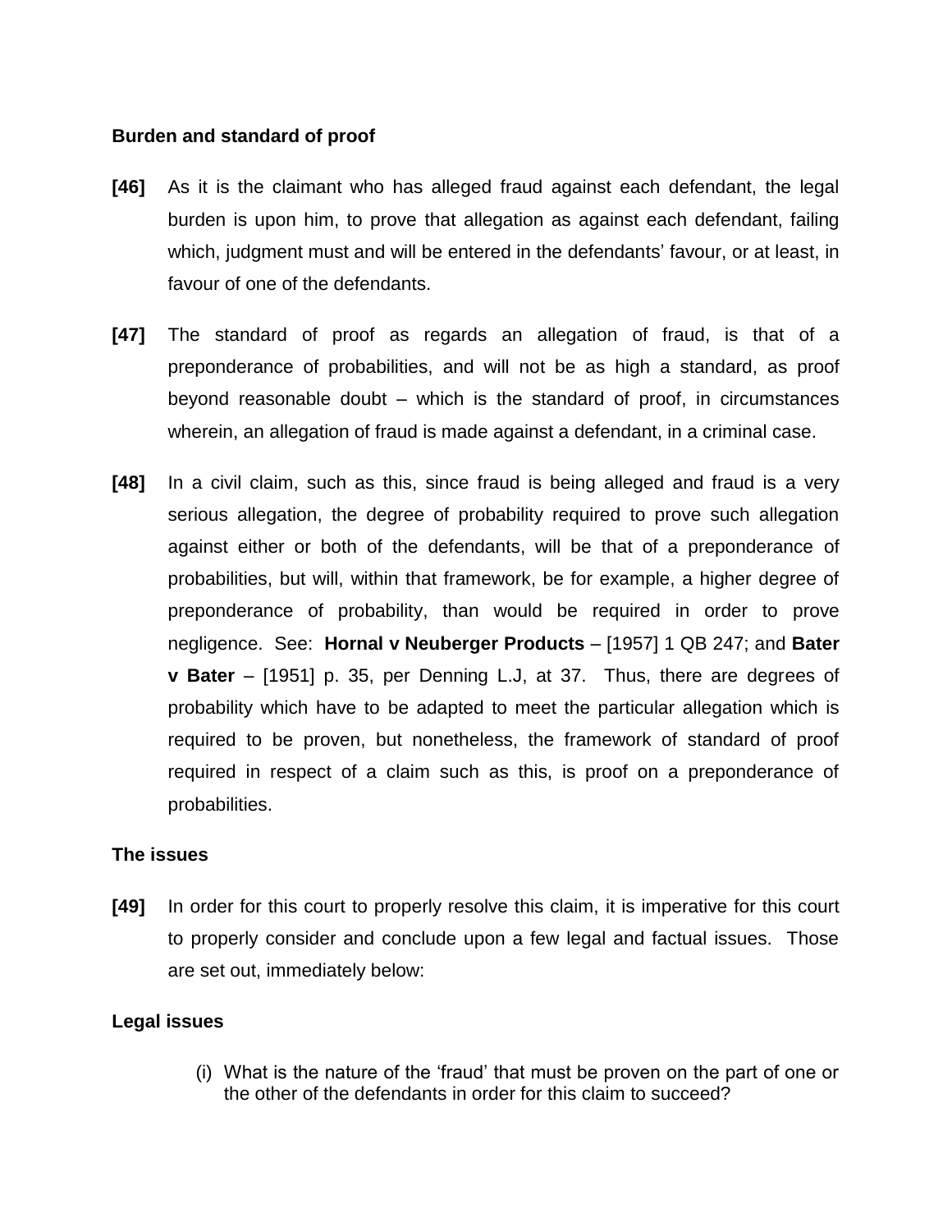**Burden and standard of proof**

**[46]** As it is the claimant who has alleged fraud against each defendant, the legal burden is upon him, to prove that allegation as against each defendant, failing which, judgment must and will be entered in the defendants' favour, or at least, in favour of one of the defendants.

**[47]** The standard of proof as regards an allegation of fraud, is that of a preponderance of probabilities, and will not be as high a standard, as proof beyond reasonable doubt – which is the standard of proof, in circumstances wherein, an allegation of fraud is made against a defendant, in a criminal case.

**[48]** In a civil claim, such as this, since fraud is being alleged and fraud is a very serious allegation, the degree of probability required to prove such allegation against either or both of the defendants, will be that of a preponderance of probabilities, but will, within that framework, be for example, a higher degree of preponderance of probability, than would be required in order to prove negligence. See: **Hornal v Neuberger Products** – [1957] 1 QB 247; and **Bater v Bater** – [1951] p. 35, per Denning L.J, at 37. Thus, there are degrees of probability which have to be adapted to meet the particular allegation which is required to be proven, but nonetheless, the framework of standard of proof required in respect of a claim such as this, is proof on a preponderance of probabilities.

**The issues**

**[49]** In order for this court to properly resolve this claim, it is imperative for this court to properly consider and conclude upon a few legal and factual issues. Those are set out, immediately below:

**Legal issues**

(i) What is the nature of the 'fraud' that must be proven on the part of one or the other of the defendants in order for this claim to succeed?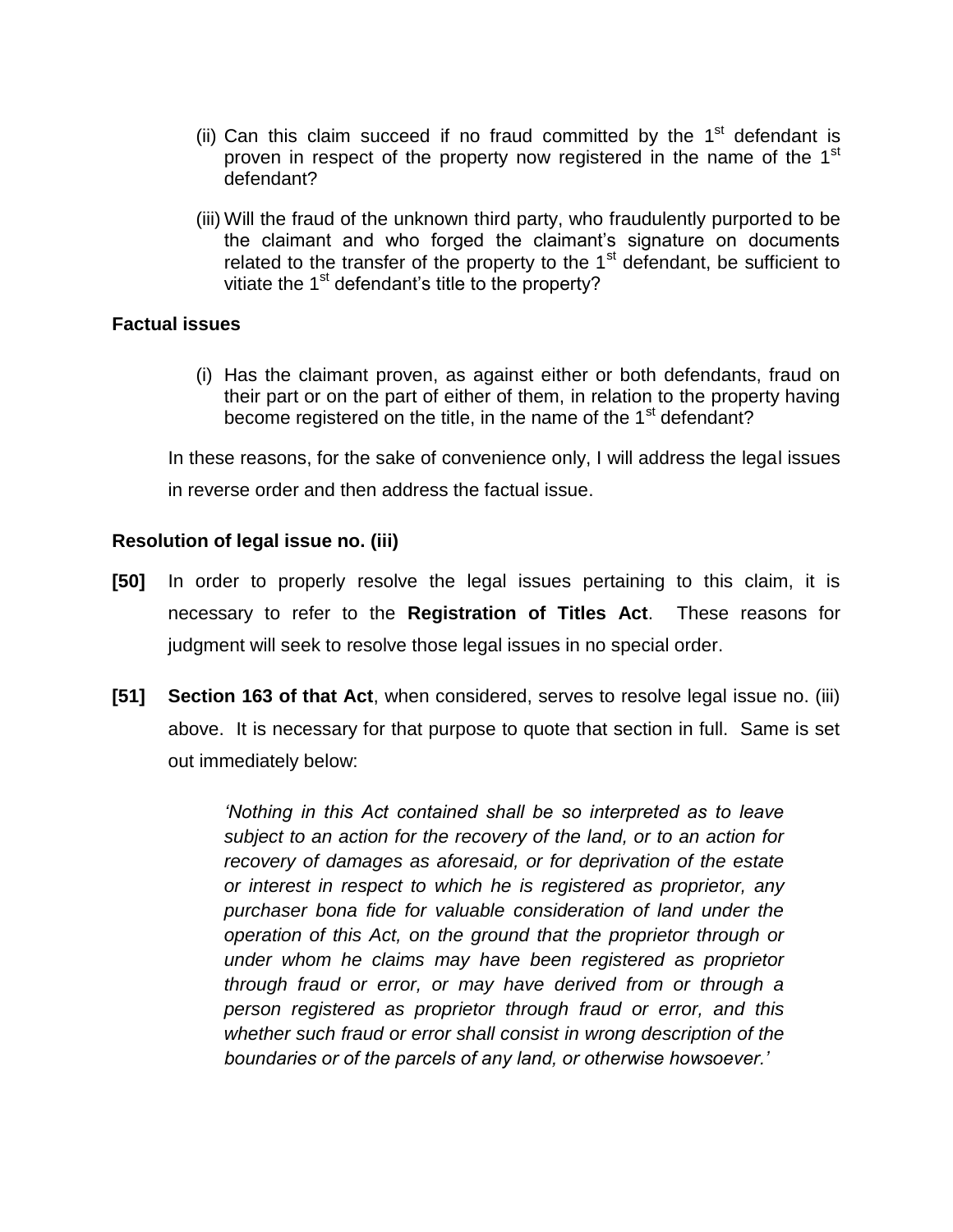(ii) Can this claim succeed if no fraud committed by the 1st defendant is proven in respect of the property now registered in the name of the 1st defendant?

(iii) Will the fraud of the unknown third party, who fraudulently purported to be the claimant and who forged the claimant's signature on documents related to the transfer of the property to the 1st defendant, be sufficient to vitiate the 1st defendant's title to the property?

**Factual issues**

(i) Has the claimant proven, as against either or both defendants, fraud on their part or on the part of either of them, in relation to the property having become registered on the title, in the name of the 1st defendant?

In these reasons, for the sake of convenience only, I will address the legal issues in reverse order and then address the factual issue.

**Resolution of legal issue no. (iii)**

**[50]** In order to properly resolve the legal issues pertaining to this claim, it is necessary to refer to the **Registration of Titles Act**. These reasons for judgment will seek to resolve those legal issues in no special order.

**[51]** **Section 163 of that Act**, when considered, serves to resolve legal issue no. (iii) above. It is necessary for that purpose to quote that section in full. Same is set out immediately below:

> *'Nothing in this Act contained shall be so interpreted as to leave subject to an action for the recovery of the land, or to an action for recovery of damages as aforesaid, or for deprivation of the estate or interest in respect to which he is registered as proprietor, any purchaser bona fide for valuable consideration of land under the operation of this Act, on the ground that the proprietor through or under whom he claims may have been registered as proprietor through fraud or error, or may have derived from or through a person registered as proprietor through fraud or error, and this whether such fraud or error shall consist in wrong description of the boundaries or of the parcels of any land, or otherwise howsoever.'*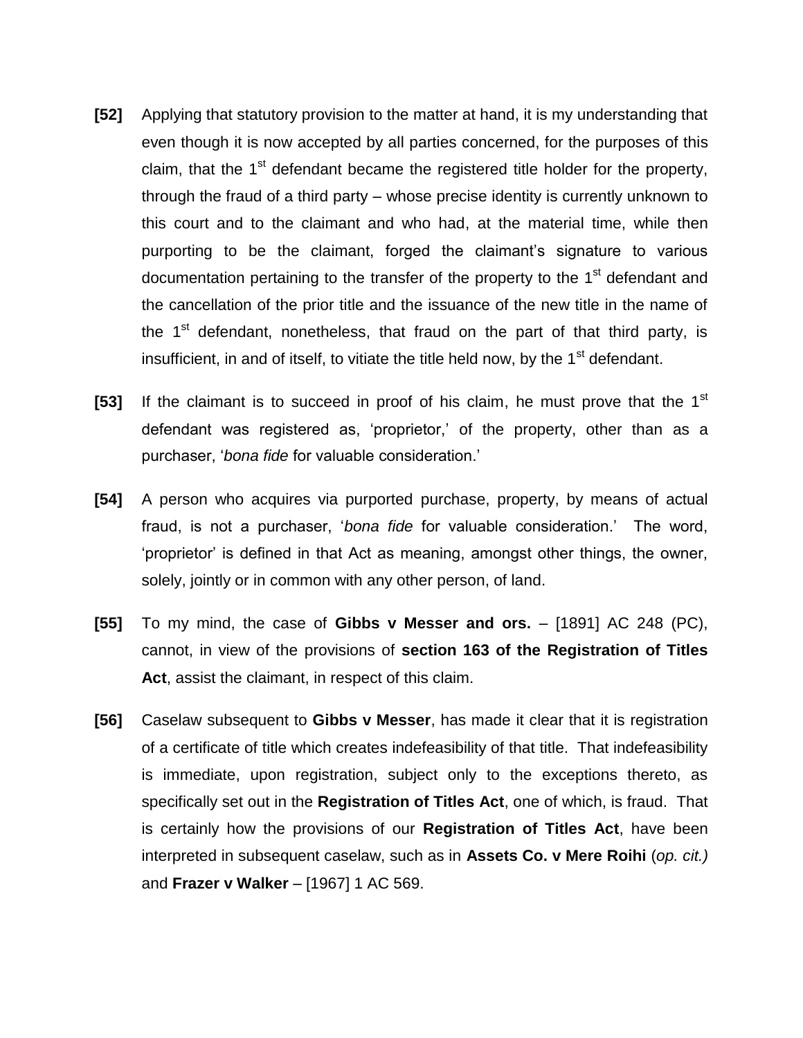**[52]** Applying that statutory provision to the matter at hand, it is my understanding that even though it is now accepted by all parties concerned, for the purposes of this claim, that the 1st defendant became the registered title holder for the property, through the fraud of a third party – whose precise identity is currently unknown to this court and to the claimant and who had, at the material time, while then purporting to be the claimant, forged the claimant's signature to various documentation pertaining to the transfer of the property to the 1st defendant and the cancellation of the prior title and the issuance of the new title in the name of the 1st defendant, nonetheless, that fraud on the part of that third party, is insufficient, in and of itself, to vitiate the title held now, by the 1st defendant.

**[53]** If the claimant is to succeed in proof of his claim, he must prove that the 1st defendant was registered as, 'proprietor,' of the property, other than as a purchaser, '*bona fide* for valuable consideration.'

**[54]** A person who acquires via purported purchase, property, by means of actual fraud, is not a purchaser, '*bona fide* for valuable consideration.' The word, 'proprietor' is defined in that Act as meaning, amongst other things, the owner, solely, jointly or in common with any other person, of land.

**[55]** To my mind, the case of **Gibbs v Messer and ors.** – [1891] AC 248 (PC), cannot, in view of the provisions of **section 163 of the Registration of Titles Act**, assist the claimant, in respect of this claim.

**[56]** Caselaw subsequent to **Gibbs v Messer**, has made it clear that it is registration of a certificate of title which creates indefeasibility of that title. That indefeasibility is immediate, upon registration, subject only to the exceptions thereto, as specifically set out in the **Registration of Titles Act**, one of which, is fraud. That is certainly how the provisions of our **Registration of Titles Act**, have been interpreted in subsequent caselaw, such as in **Assets Co. v Mere Roihi** (*op. cit.)* and **Frazer v Walker** – [1967] 1 AC 569.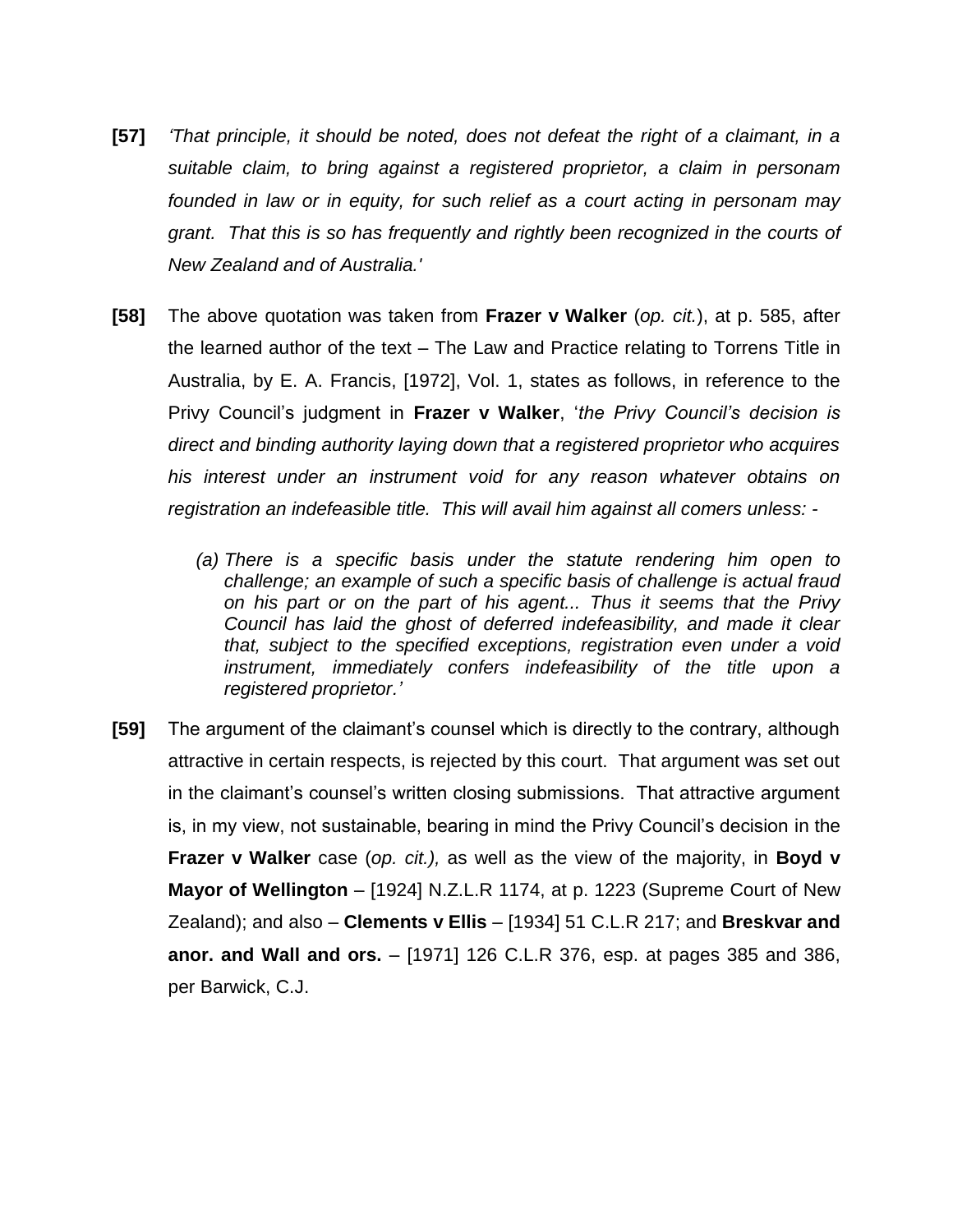**[57]** *'That principle, it should be noted, does not defeat the right of a claimant, in a suitable claim, to bring against a registered proprietor, a claim in personam founded in law or in equity, for such relief as a court acting in personam may grant. That this is so has frequently and rightly been recognized in the courts of New Zealand and of Australia.'*

**[58]** The above quotation was taken from **Frazer v Walker** (*op. cit.*), at p. 585, after the learned author of the text – The Law and Practice relating to Torrens Title in Australia, by E. A. Francis, [1972], Vol. 1, states as follows, in reference to the Privy Council's judgment in **Frazer v Walker**, '*the Privy Council's decision is direct and binding authority laying down that a registered proprietor who acquires his interest under an instrument void for any reason whatever obtains on registration an indefeasible title. This will avail him against all comers unless: -*

> *(a) There is a specific basis under the statute rendering him open to challenge; an example of such a specific basis of challenge is actual fraud on his part or on the part of his agent... Thus it seems that the Privy Council has laid the ghost of deferred indefeasibility, and made it clear that, subject to the specified exceptions, registration even under a void instrument, immediately confers indefeasibility of the title upon a registered proprietor.'*

**[59]** The argument of the claimant's counsel which is directly to the contrary, although attractive in certain respects, is rejected by this court. That argument was set out in the claimant's counsel's written closing submissions. That attractive argument is, in my view, not sustainable, bearing in mind the Privy Council's decision in the **Frazer v Walker** case (*op. cit.),* as well as the view of the majority, in **Boyd v Mayor of Wellington** – [1924] N.Z.L.R 1174, at p. 1223 (Supreme Court of New Zealand); and also – **Clements v Ellis** – [1934] 51 C.L.R 217; and **Breskvar and anor. and Wall and ors.** – [1971] 126 C.L.R 376, esp. at pages 385 and 386, per Barwick, C.J.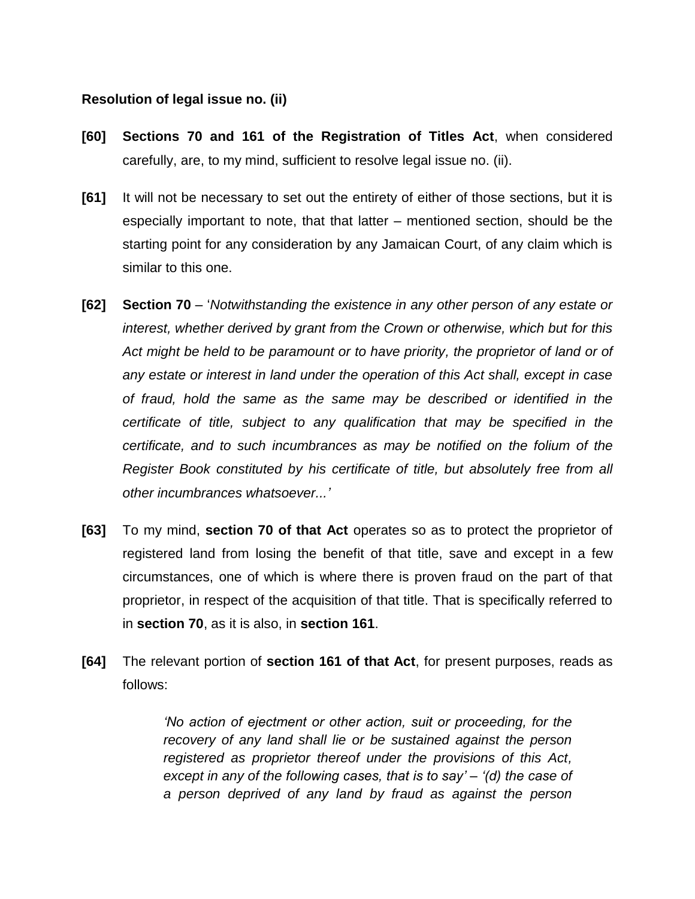**Resolution of legal issue no. (ii)**

**[60]** **Sections 70 and 161 of the Registration of Titles Act**, when considered carefully, are, to my mind, sufficient to resolve legal issue no. (ii).

**[61]** It will not be necessary to set out the entirety of either of those sections, but it is especially important to note, that that latter – mentioned section, should be the starting point for any consideration by any Jamaican Court, of any claim which is similar to this one.

**[62]** **Section 70** – '*Notwithstanding the existence in any other person of any estate or interest, whether derived by grant from the Crown or otherwise, which but for this Act might be held to be paramount or to have priority, the proprietor of land or of any estate or interest in land under the operation of this Act shall, except in case of fraud, hold the same as the same may be described or identified in the certificate of title, subject to any qualification that may be specified in the certificate, and to such incumbrances as may be notified on the folium of the Register Book constituted by his certificate of title, but absolutely free from all other incumbrances whatsoever...*'

**[63]** To my mind, **section 70 of that Act** operates so as to protect the proprietor of registered land from losing the benefit of that title, save and except in a few circumstances, one of which is where there is proven fraud on the part of that proprietor, in respect of the acquisition of that title. That is specifically referred to in **section 70**, as it is also, in **section 161**.

**[64]** The relevant portion of **section 161 of that Act**, for present purposes, reads as follows:

> *'No action of ejectment or other action, suit or proceeding, for the recovery of any land shall lie or be sustained against the person registered as proprietor thereof under the provisions of this Act, except in any of the following cases, that is to say' – '(d) the case of a person deprived of any land by fraud as against the person*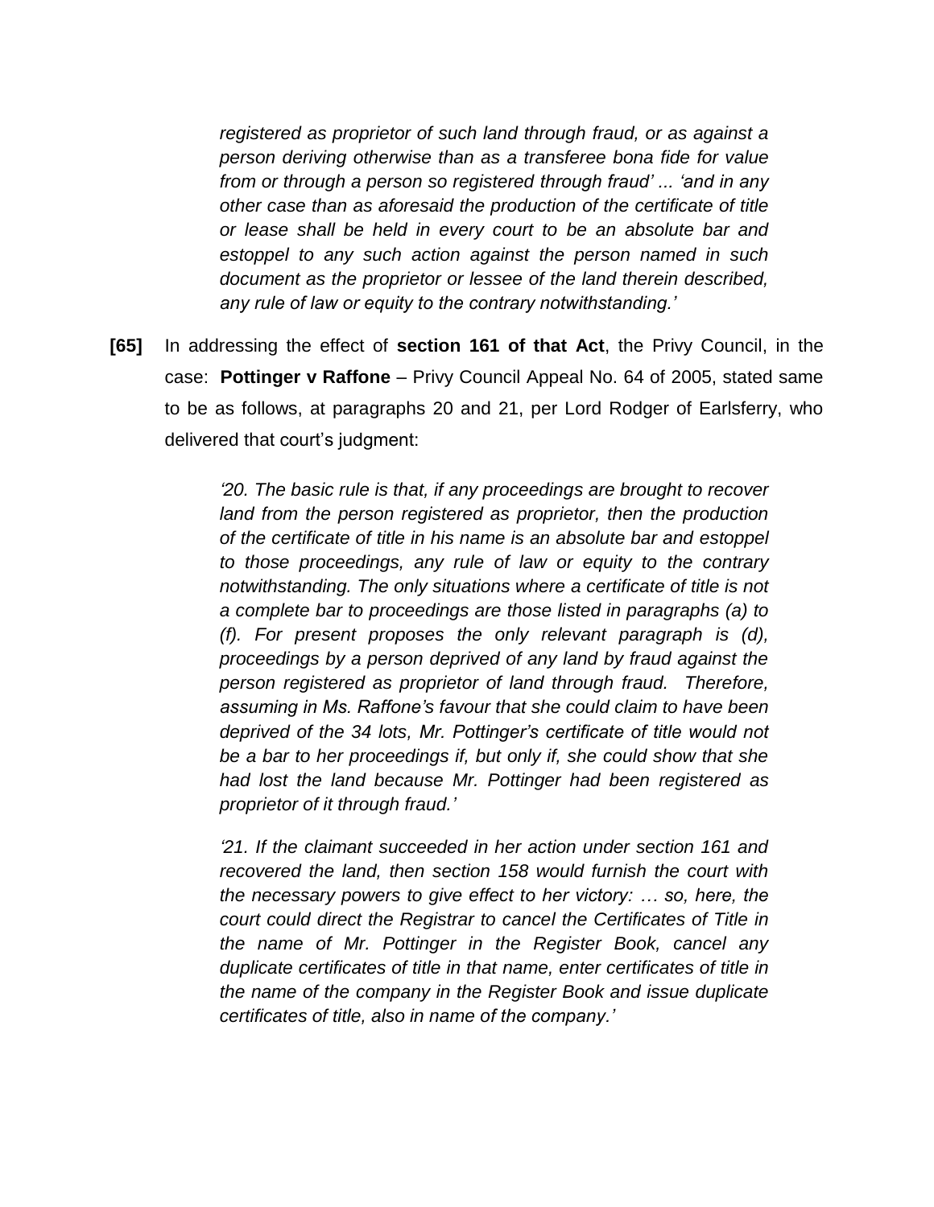*registered as proprietor of such land through fraud, or as against a person deriving otherwise than as a transferee bona fide for value from or through a person so registered through fraud' ... 'and in any other case than as aforesaid the production of the certificate of title or lease shall be held in every court to be an absolute bar and estoppel to any such action against the person named in such document as the proprietor or lessee of the land therein described, any rule of law or equity to the contrary notwithstanding.'*

**[65]** In addressing the effect of **section 161 of that Act**, the Privy Council, in the case: **Pottinger v Raffone** – Privy Council Appeal No. 64 of 2005, stated same to be as follows, at paragraphs 20 and 21, per Lord Rodger of Earlsferry, who delivered that court's judgment:

> *'20. The basic rule is that, if any proceedings are brought to recover land from the person registered as proprietor, then the production of the certificate of title in his name is an absolute bar and estoppel to those proceedings, any rule of law or equity to the contrary notwithstanding. The only situations where a certificate of title is not a complete bar to proceedings are those listed in paragraphs (a) to (f). For present proposes the only relevant paragraph is (d), proceedings by a person deprived of any land by fraud against the person registered as proprietor of land through fraud. Therefore, assuming in Ms. Raffone's favour that she could claim to have been deprived of the 34 lots, Mr. Pottinger's certificate of title would not be a bar to her proceedings if, but only if, she could show that she had lost the land because Mr. Pottinger had been registered as proprietor of it through fraud.'*
>
> *'21. If the claimant succeeded in her action under section 161 and recovered the land, then section 158 would furnish the court with the necessary powers to give effect to her victory: … so, here, the court could direct the Registrar to cancel the Certificates of Title in the name of Mr. Pottinger in the Register Book, cancel any duplicate certificates of title in that name, enter certificates of title in the name of the company in the Register Book and issue duplicate certificates of title, also in name of the company.'*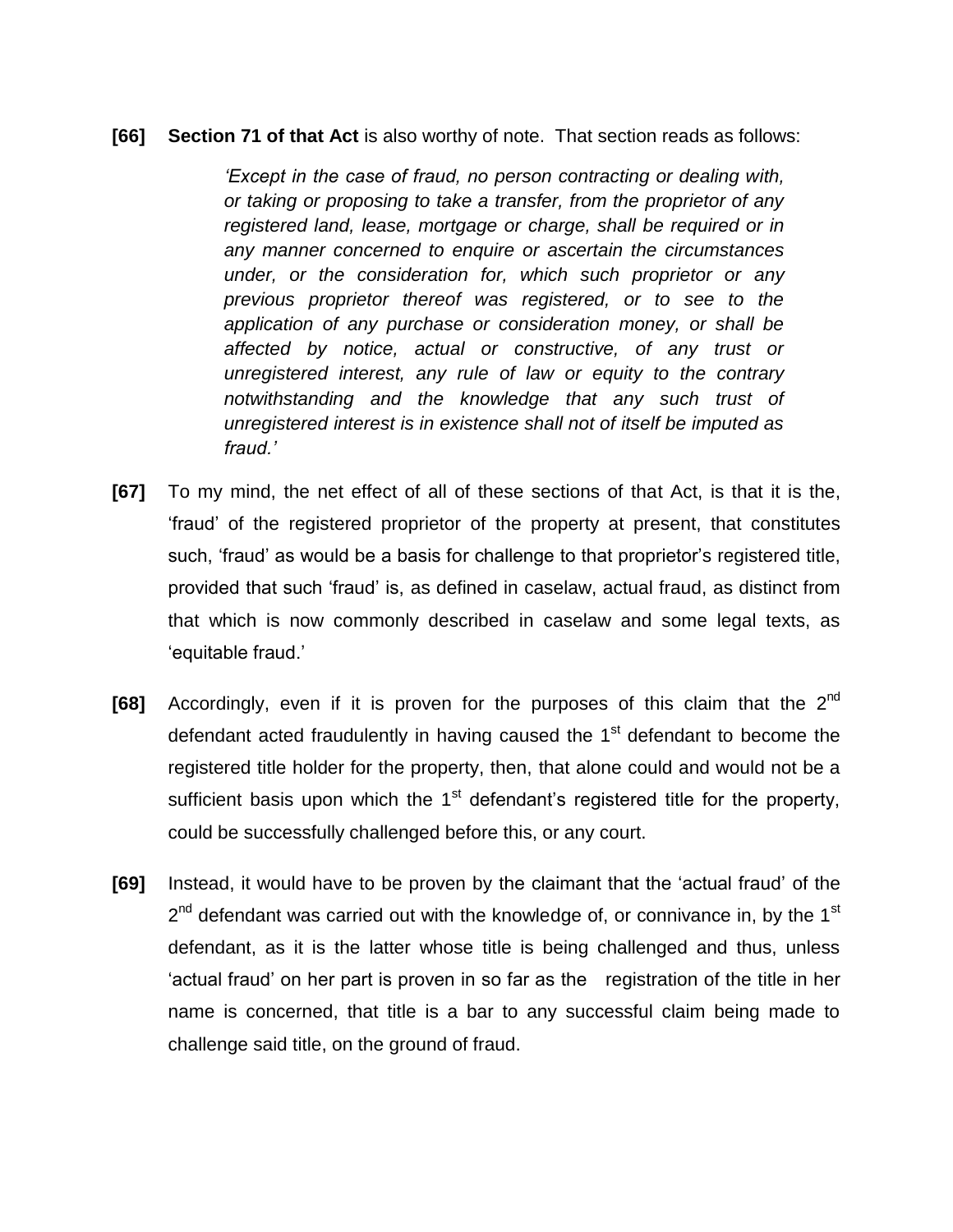**[66]** **Section 71 of that Act** is also worthy of note. That section reads as follows:

> *'Except in the case of fraud, no person contracting or dealing with, or taking or proposing to take a transfer, from the proprietor of any registered land, lease, mortgage or charge, shall be required or in any manner concerned to enquire or ascertain the circumstances under, or the consideration for, which such proprietor or any previous proprietor thereof was registered, or to see to the application of any purchase or consideration money, or shall be affected by notice, actual or constructive, of any trust or unregistered interest, any rule of law or equity to the contrary notwithstanding and the knowledge that any such trust of unregistered interest is in existence shall not of itself be imputed as fraud.'*

**[67]** To my mind, the net effect of all of these sections of that Act, is that it is the, 'fraud' of the registered proprietor of the property at present, that constitutes such, 'fraud' as would be a basis for challenge to that proprietor's registered title, provided that such 'fraud' is, as defined in caselaw, actual fraud, as distinct from that which is now commonly described in caselaw and some legal texts, as 'equitable fraud.'

**[68]** Accordingly, even if it is proven for the purposes of this claim that the 2nd defendant acted fraudulently in having caused the 1st defendant to become the registered title holder for the property, then, that alone could and would not be a sufficient basis upon which the 1st defendant's registered title for the property, could be successfully challenged before this, or any court.

**[69]** Instead, it would have to be proven by the claimant that the 'actual fraud' of the 2nd defendant was carried out with the knowledge of, or connivance in, by the 1st defendant, as it is the latter whose title is being challenged and thus, unless 'actual fraud' on her part is proven in so far as the registration of the title in her name is concerned, that title is a bar to any successful claim being made to challenge said title, on the ground of fraud.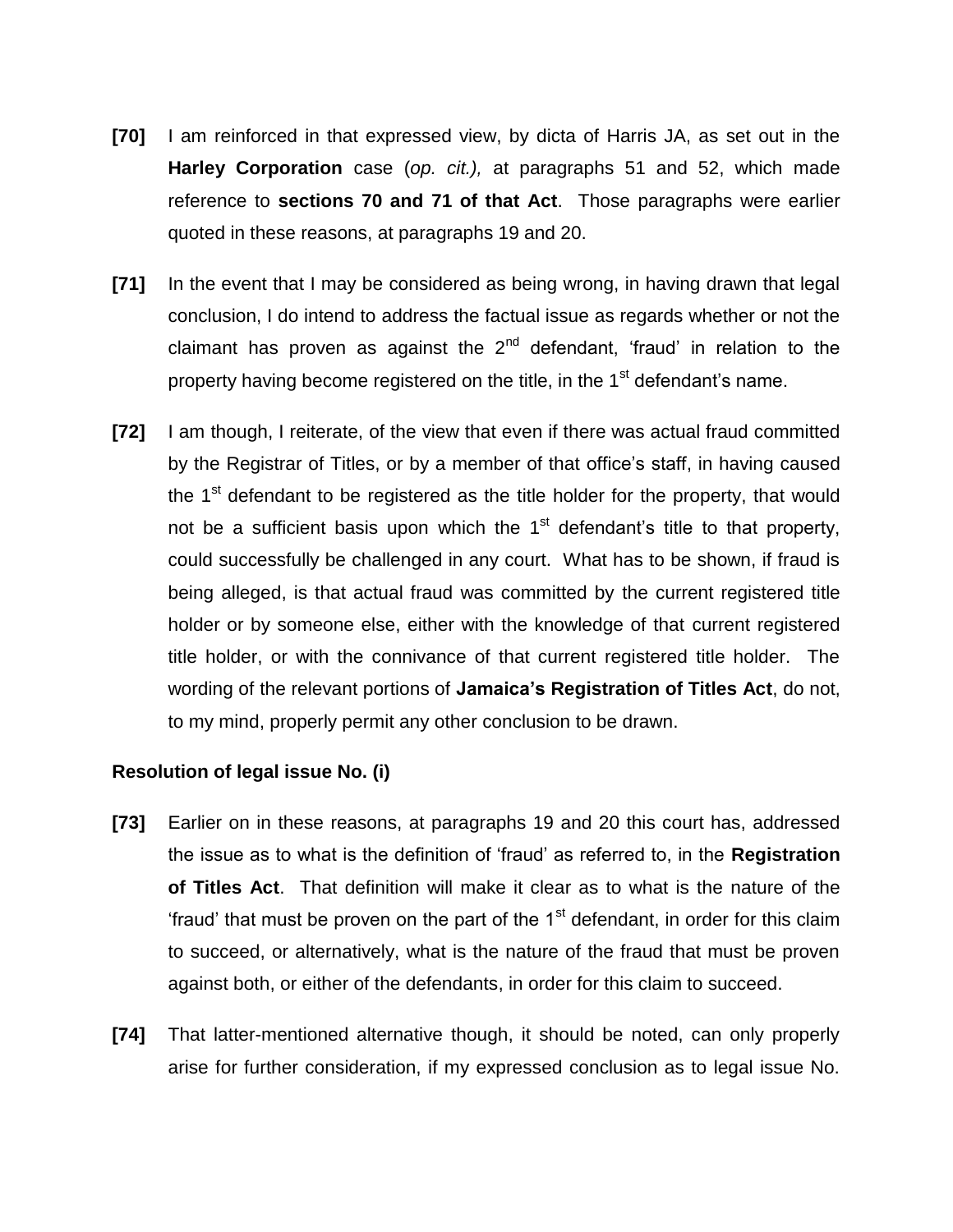**[70]** I am reinforced in that expressed view, by dicta of Harris JA, as set out in the **Harley Corporation** case (*op. cit.),* at paragraphs 51 and 52, which made reference to **sections 70 and 71 of that Act**. Those paragraphs were earlier quoted in these reasons, at paragraphs 19 and 20.

**[71]** In the event that I may be considered as being wrong, in having drawn that legal conclusion, I do intend to address the factual issue as regards whether or not the claimant has proven as against the 2nd defendant, 'fraud' in relation to the property having become registered on the title, in the 1st defendant's name.

**[72]** I am though, I reiterate, of the view that even if there was actual fraud committed by the Registrar of Titles, or by a member of that office's staff, in having caused the 1st defendant to be registered as the title holder for the property, that would not be a sufficient basis upon which the 1st defendant's title to that property, could successfully be challenged in any court. What has to be shown, if fraud is being alleged, is that actual fraud was committed by the current registered title holder or by someone else, either with the knowledge of that current registered title holder, or with the connivance of that current registered title holder. The wording of the relevant portions of **Jamaica's Registration of Titles Act**, do not, to my mind, properly permit any other conclusion to be drawn.

**Resolution of legal issue No. (i)**

**[73]** Earlier on in these reasons, at paragraphs 19 and 20 this court has, addressed the issue as to what is the definition of 'fraud' as referred to, in the **Registration of Titles Act**. That definition will make it clear as to what is the nature of the 'fraud' that must be proven on the part of the 1st defendant, in order for this claim to succeed, or alternatively, what is the nature of the fraud that must be proven against both, or either of the defendants, in order for this claim to succeed.

**[74]** That latter-mentioned alternative though, it should be noted, can only properly arise for further consideration, if my expressed conclusion as to legal issue No.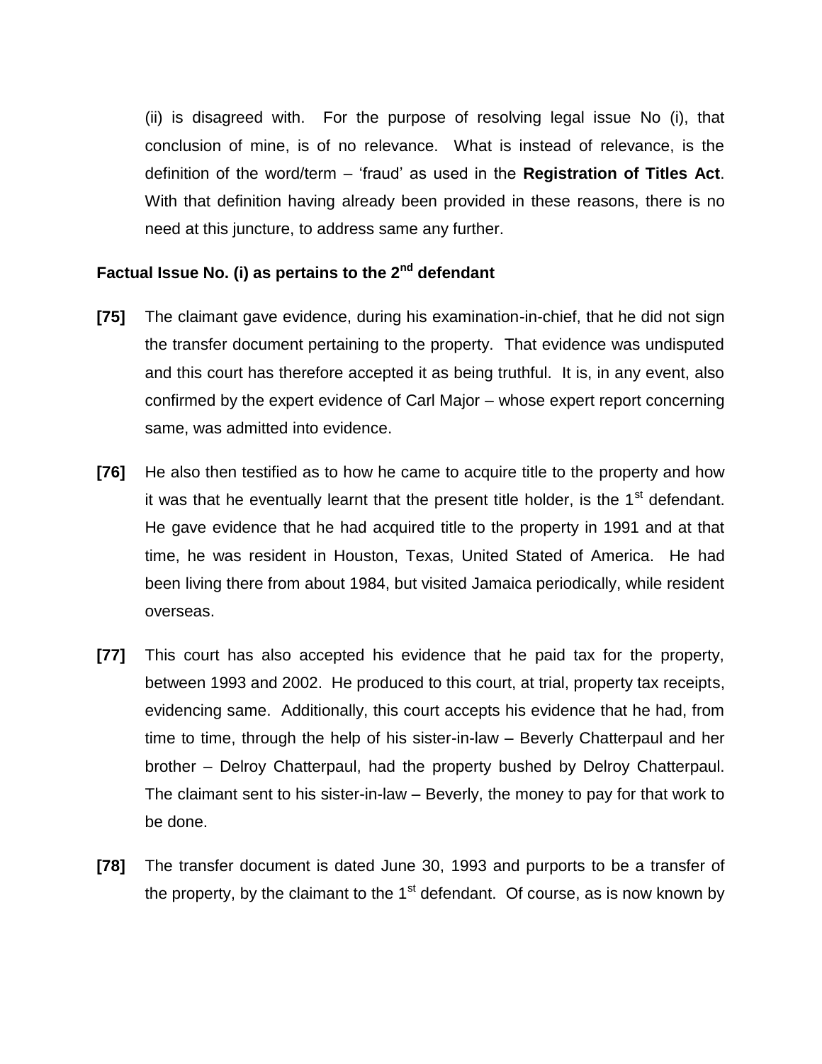(ii) is disagreed with. For the purpose of resolving legal issue No (i), that conclusion of mine, is of no relevance. What is instead of relevance, is the definition of the word/term – 'fraud' as used in the **Registration of Titles Act**. With that definition having already been provided in these reasons, there is no need at this juncture, to address same any further.

**Factual Issue No. (i) as pertains to the 2nd defendant**

**[75]** The claimant gave evidence, during his examination-in-chief, that he did not sign the transfer document pertaining to the property. That evidence was undisputed and this court has therefore accepted it as being truthful. It is, in any event, also confirmed by the expert evidence of Carl Major – whose expert report concerning same, was admitted into evidence.

**[76]** He also then testified as to how he came to acquire title to the property and how it was that he eventually learnt that the present title holder, is the 1st defendant. He gave evidence that he had acquired title to the property in 1991 and at that time, he was resident in Houston, Texas, United Stated of America. He had been living there from about 1984, but visited Jamaica periodically, while resident overseas.

**[77]** This court has also accepted his evidence that he paid tax for the property, between 1993 and 2002. He produced to this court, at trial, property tax receipts, evidencing same. Additionally, this court accepts his evidence that he had, from time to time, through the help of his sister-in-law – Beverly Chatterpaul and her brother – Delroy Chatterpaul, had the property bushed by Delroy Chatterpaul. The claimant sent to his sister-in-law – Beverly, the money to pay for that work to be done.

**[78]** The transfer document is dated June 30, 1993 and purports to be a transfer of the property, by the claimant to the 1st defendant. Of course, as is now known by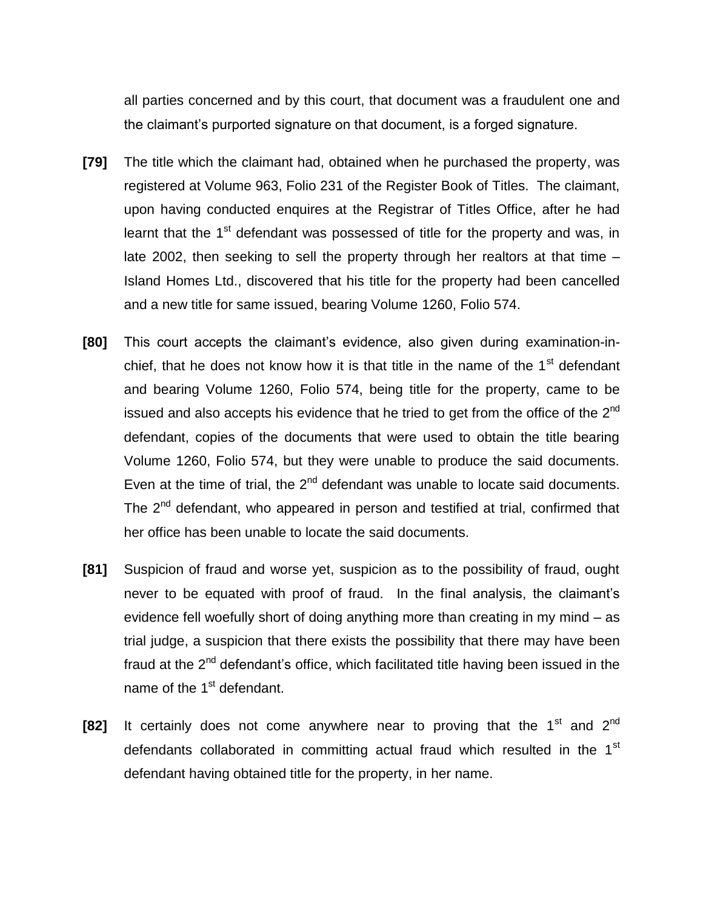all parties concerned and by this court, that document was a fraudulent one and the claimant's purported signature on that document, is a forged signature.

**[79]** The title which the claimant had, obtained when he purchased the property, was registered at Volume 963, Folio 231 of the Register Book of Titles. The claimant, upon having conducted enquires at the Registrar of Titles Office, after he had learnt that the 1st defendant was possessed of title for the property and was, in late 2002, then seeking to sell the property through her realtors at that time – Island Homes Ltd., discovered that his title for the property had been cancelled and a new title for same issued, bearing Volume 1260, Folio 574.

**[80]** This court accepts the claimant's evidence, also given during examination-in-chief, that he does not know how it is that title in the name of the 1st defendant and bearing Volume 1260, Folio 574, being title for the property, came to be issued and also accepts his evidence that he tried to get from the office of the 2nd defendant, copies of the documents that were used to obtain the title bearing Volume 1260, Folio 574, but they were unable to produce the said documents. Even at the time of trial, the 2nd defendant was unable to locate said documents. The 2nd defendant, who appeared in person and testified at trial, confirmed that her office has been unable to locate the said documents.

**[81]** Suspicion of fraud and worse yet, suspicion as to the possibility of fraud, ought never to be equated with proof of fraud. In the final analysis, the claimant's evidence fell woefully short of doing anything more than creating in my mind – as trial judge, a suspicion that there exists the possibility that there may have been fraud at the 2nd defendant's office, which facilitated title having been issued in the name of the 1st defendant.

**[82]** It certainly does not come anywhere near to proving that the 1st and 2nd defendants collaborated in committing actual fraud which resulted in the 1st defendant having obtained title for the property, in her name.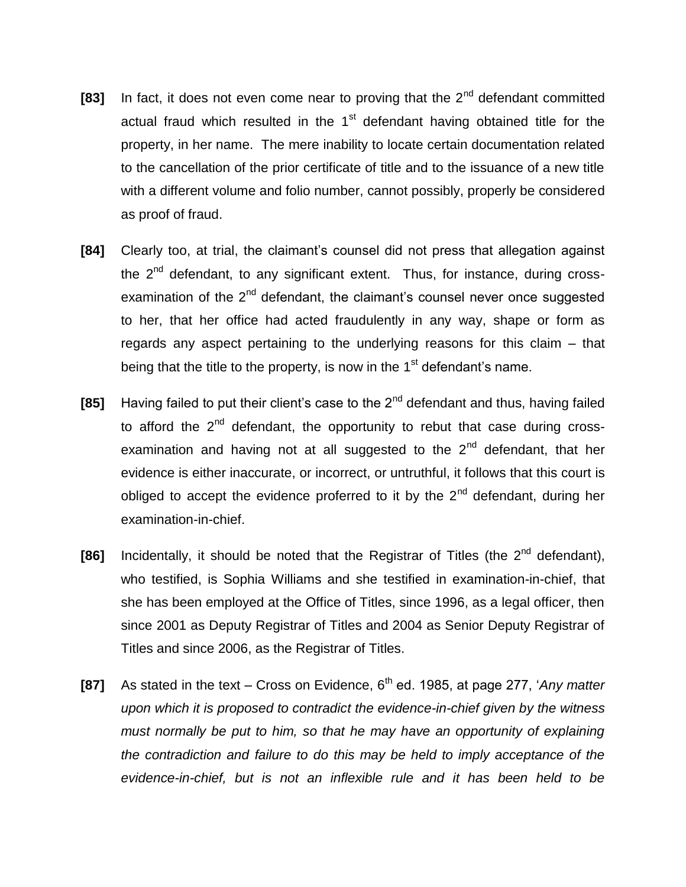**[83]** In fact, it does not even come near to proving that the 2nd defendant committed actual fraud which resulted in the 1st defendant having obtained title for the property, in her name. The mere inability to locate certain documentation related to the cancellation of the prior certificate of title and to the issuance of a new title with a different volume and folio number, cannot possibly, properly be considered as proof of fraud.

**[84]** Clearly too, at trial, the claimant's counsel did not press that allegation against the 2nd defendant, to any significant extent. Thus, for instance, during cross-examination of the 2nd defendant, the claimant's counsel never once suggested to her, that her office had acted fraudulently in any way, shape or form as regards any aspect pertaining to the underlying reasons for this claim – that being that the title to the property, is now in the 1st defendant's name.

**[85]** Having failed to put their client's case to the 2nd defendant and thus, having failed to afford the 2nd defendant, the opportunity to rebut that case during cross-examination and having not at all suggested to the 2nd defendant, that her evidence is either inaccurate, or incorrect, or untruthful, it follows that this court is obliged to accept the evidence proferred to it by the 2nd defendant, during her examination-in-chief.

**[86]** Incidentally, it should be noted that the Registrar of Titles (the 2nd defendant), who testified, is Sophia Williams and she testified in examination-in-chief, that she has been employed at the Office of Titles, since 1996, as a legal officer, then since 2001 as Deputy Registrar of Titles and 2004 as Senior Deputy Registrar of Titles and since 2006, as the Registrar of Titles.

**[87]** As stated in the text – Cross on Evidence, 6th ed. 1985, at page 277, '*Any matter upon which it is proposed to contradict the evidence-in-chief given by the witness must normally be put to him, so that he may have an opportunity of explaining the contradiction and failure to do this may be held to imply acceptance of the evidence-in-chief, but is not an inflexible rule and it has been held to be*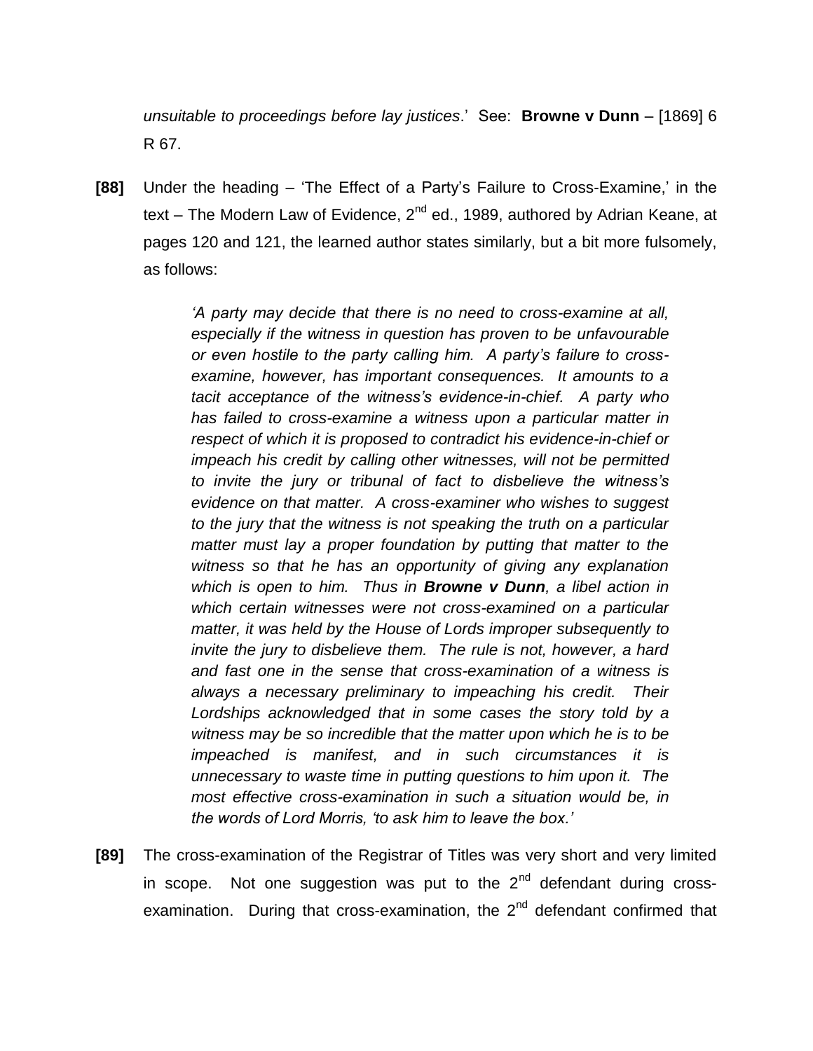*unsuitable to proceedings before lay justices*.' See: **Browne v Dunn** – [1869] 6 R 67.

**[88]** Under the heading – 'The Effect of a Party's Failure to Cross-Examine,' in the text – The Modern Law of Evidence, 2nd ed., 1989, authored by Adrian Keane, at pages 120 and 121, the learned author states similarly, but a bit more fulsomely, as follows:

> *'A party may decide that there is no need to cross-examine at all, especially if the witness in question has proven to be unfavourable or even hostile to the party calling him. A party's failure to cross-examine, however, has important consequences. It amounts to a tacit acceptance of the witness's evidence-in-chief. A party who has failed to cross-examine a witness upon a particular matter in respect of which it is proposed to contradict his evidence-in-chief or impeach his credit by calling other witnesses, will not be permitted to invite the jury or tribunal of fact to disbelieve the witness's evidence on that matter. A cross-examiner who wishes to suggest to the jury that the witness is not speaking the truth on a particular matter must lay a proper foundation by putting that matter to the witness so that he has an opportunity of giving any explanation which is open to him. Thus in* ***Browne v Dunn****, a libel action in which certain witnesses were not cross-examined on a particular matter, it was held by the House of Lords improper subsequently to invite the jury to disbelieve them. The rule is not, however, a hard and fast one in the sense that cross-examination of a witness is always a necessary preliminary to impeaching his credit. Their Lordships acknowledged that in some cases the story told by a witness may be so incredible that the matter upon which he is to be impeached is manifest, and in such circumstances it is unnecessary to waste time in putting questions to him upon it. The most effective cross-examination in such a situation would be, in the words of Lord Morris, 'to ask him to leave the box.'*

**[89]** The cross-examination of the Registrar of Titles was very short and very limited in scope. Not one suggestion was put to the 2nd defendant during cross-examination. During that cross-examination, the 2nd defendant confirmed that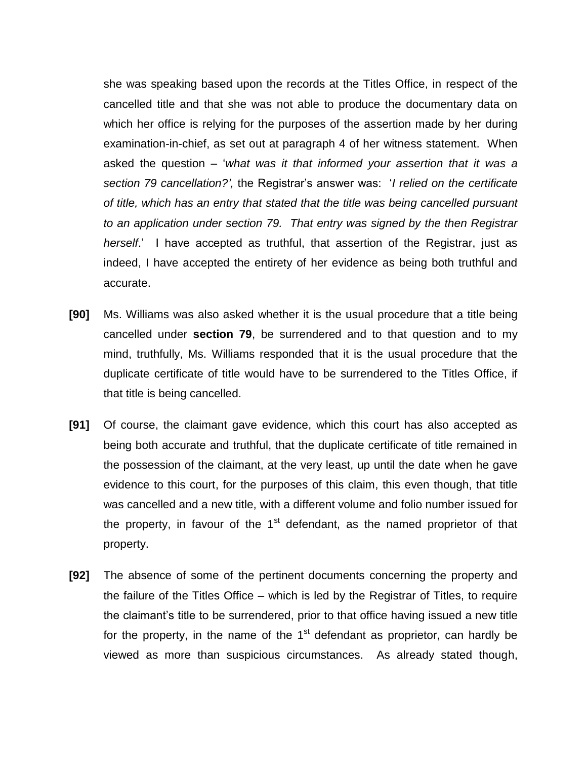she was speaking based upon the records at the Titles Office, in respect of the cancelled title and that she was not able to produce the documentary data on which her office is relying for the purposes of the assertion made by her during examination-in-chief, as set out at paragraph 4 of her witness statement. When asked the question – '*what was it that informed your assertion that it was a section 79 cancellation?',* the Registrar's answer was: '*I relied on the certificate of title, which has an entry that stated that the title was being cancelled pursuant to an application under section 79. That entry was signed by the then Registrar herself*.' I have accepted as truthful, that assertion of the Registrar, just as indeed, I have accepted the entirety of her evidence as being both truthful and accurate.

**[90]** Ms. Williams was also asked whether it is the usual procedure that a title being cancelled under **section 79**, be surrendered and to that question and to my mind, truthfully, Ms. Williams responded that it is the usual procedure that the duplicate certificate of title would have to be surrendered to the Titles Office, if that title is being cancelled.

**[91]** Of course, the claimant gave evidence, which this court has also accepted as being both accurate and truthful, that the duplicate certificate of title remained in the possession of the claimant, at the very least, up until the date when he gave evidence to this court, for the purposes of this claim, this even though, that title was cancelled and a new title, with a different volume and folio number issued for the property, in favour of the 1st defendant, as the named proprietor of that property.

**[92]** The absence of some of the pertinent documents concerning the property and the failure of the Titles Office – which is led by the Registrar of Titles, to require the claimant's title to be surrendered, prior to that office having issued a new title for the property, in the name of the 1st defendant as proprietor, can hardly be viewed as more than suspicious circumstances. As already stated though,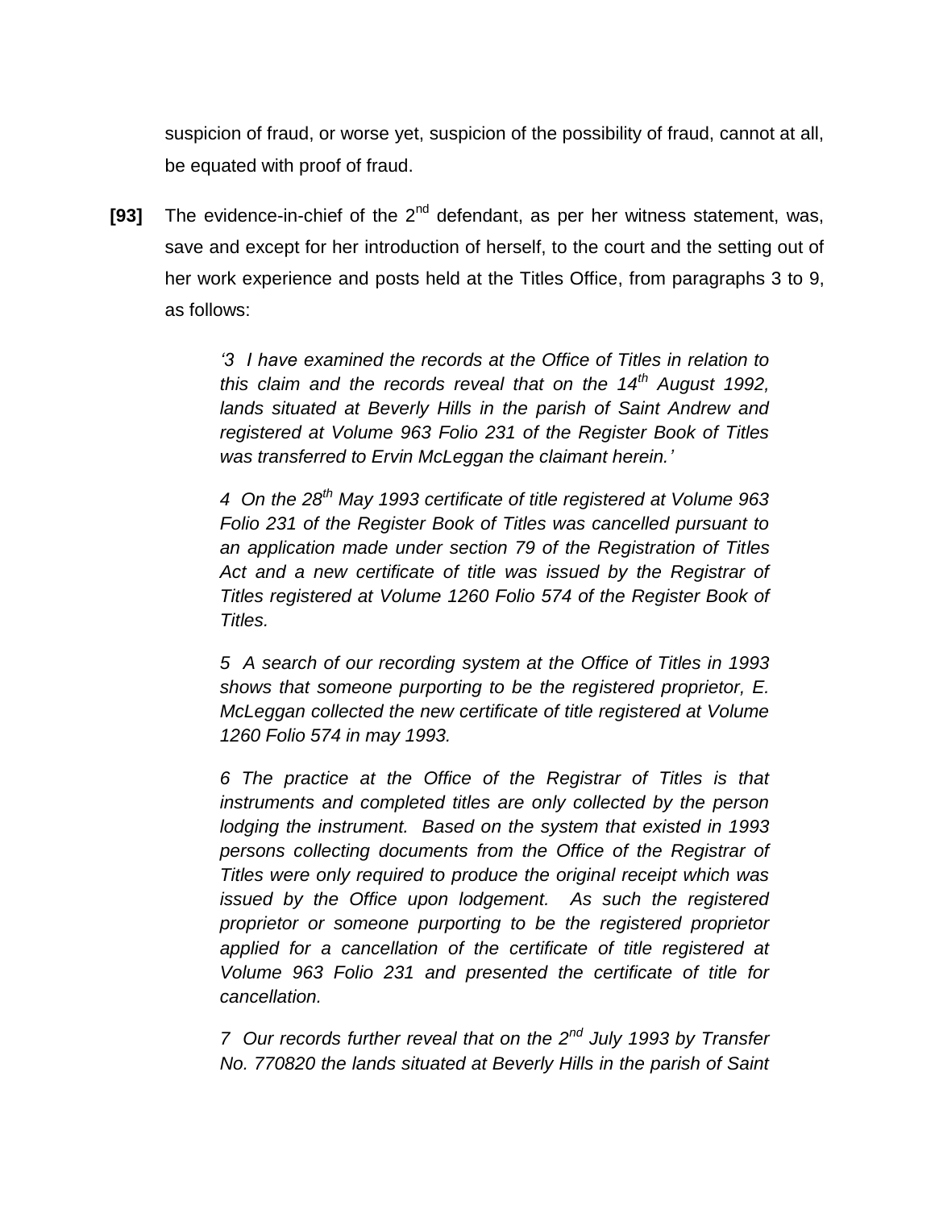suspicion of fraud, or worse yet, suspicion of the possibility of fraud, cannot at all, be equated with proof of fraud.

**[93]** The evidence-in-chief of the 2nd defendant, as per her witness statement, was, save and except for her introduction of herself, to the court and the setting out of her work experience and posts held at the Titles Office, from paragraphs 3 to 9, as follows:

> *'3 I have examined the records at the Office of Titles in relation to this claim and the records reveal that on the 14th August 1992, lands situated at Beverly Hills in the parish of Saint Andrew and registered at Volume 963 Folio 231 of the Register Book of Titles was transferred to Ervin McLeggan the claimant herein.'*
>
> *4 On the 28th May 1993 certificate of title registered at Volume 963 Folio 231 of the Register Book of Titles was cancelled pursuant to an application made under section 79 of the Registration of Titles Act and a new certificate of title was issued by the Registrar of Titles registered at Volume 1260 Folio 574 of the Register Book of Titles.*
>
> *5 A search of our recording system at the Office of Titles in 1993 shows that someone purporting to be the registered proprietor, E. McLeggan collected the new certificate of title registered at Volume 1260 Folio 574 in may 1993.*
>
> *6 The practice at the Office of the Registrar of Titles is that instruments and completed titles are only collected by the person lodging the instrument. Based on the system that existed in 1993 persons collecting documents from the Office of the Registrar of Titles were only required to produce the original receipt which was issued by the Office upon lodgement. As such the registered proprietor or someone purporting to be the registered proprietor applied for a cancellation of the certificate of title registered at Volume 963 Folio 231 and presented the certificate of title for cancellation.*
>
> *7 Our records further reveal that on the 2nd July 1993 by Transfer No. 770820 the lands situated at Beverly Hills in the parish of Saint*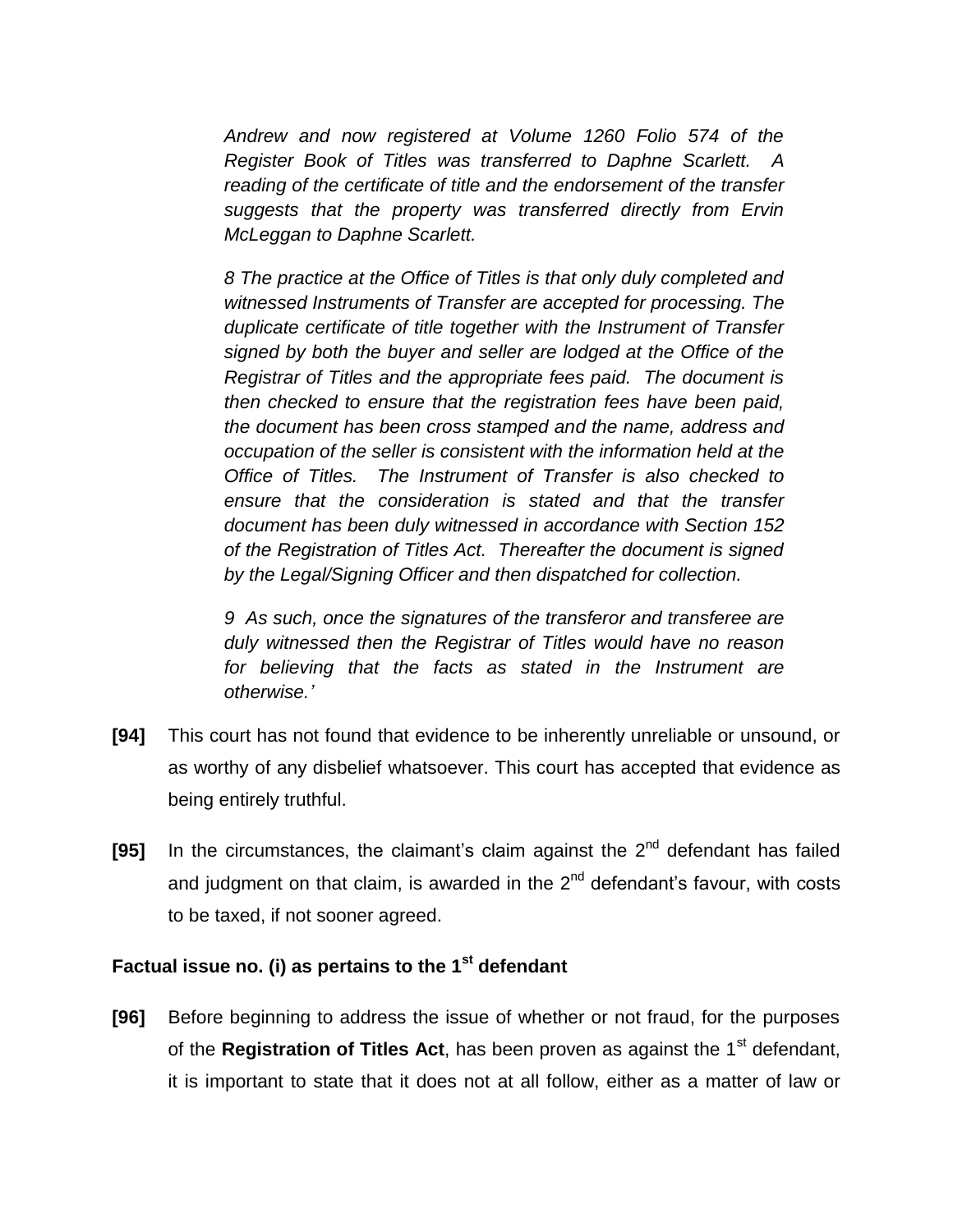*Andrew and now registered at Volume 1260 Folio 574 of the Register Book of Titles was transferred to Daphne Scarlett. A reading of the certificate of title and the endorsement of the transfer suggests that the property was transferred directly from Ervin McLeggan to Daphne Scarlett.*

*8 The practice at the Office of Titles is that only duly completed and witnessed Instruments of Transfer are accepted for processing. The duplicate certificate of title together with the Instrument of Transfer signed by both the buyer and seller are lodged at the Office of the Registrar of Titles and the appropriate fees paid. The document is then checked to ensure that the registration fees have been paid, the document has been cross stamped and the name, address and occupation of the seller is consistent with the information held at the Office of Titles. The Instrument of Transfer is also checked to ensure that the consideration is stated and that the transfer document has been duly witnessed in accordance with Section 152 of the Registration of Titles Act. Thereafter the document is signed by the Legal/Signing Officer and then dispatched for collection.*

*9 As such, once the signatures of the transferor and transferee are duly witnessed then the Registrar of Titles would have no reason for believing that the facts as stated in the Instrument are otherwise.'*

**[94]** This court has not found that evidence to be inherently unreliable or unsound, or as worthy of any disbelief whatsoever. This court has accepted that evidence as being entirely truthful.

**[95]** In the circumstances, the claimant's claim against the 2nd defendant has failed and judgment on that claim, is awarded in the 2nd defendant's favour, with costs to be taxed, if not sooner agreed.

### Factual issue no. (i) as pertains to the 1st defendant

**[96]** Before beginning to address the issue of whether or not fraud, for the purposes of the **Registration of Titles Act**, has been proven as against the 1st defendant, it is important to state that it does not at all follow, either as a matter of law or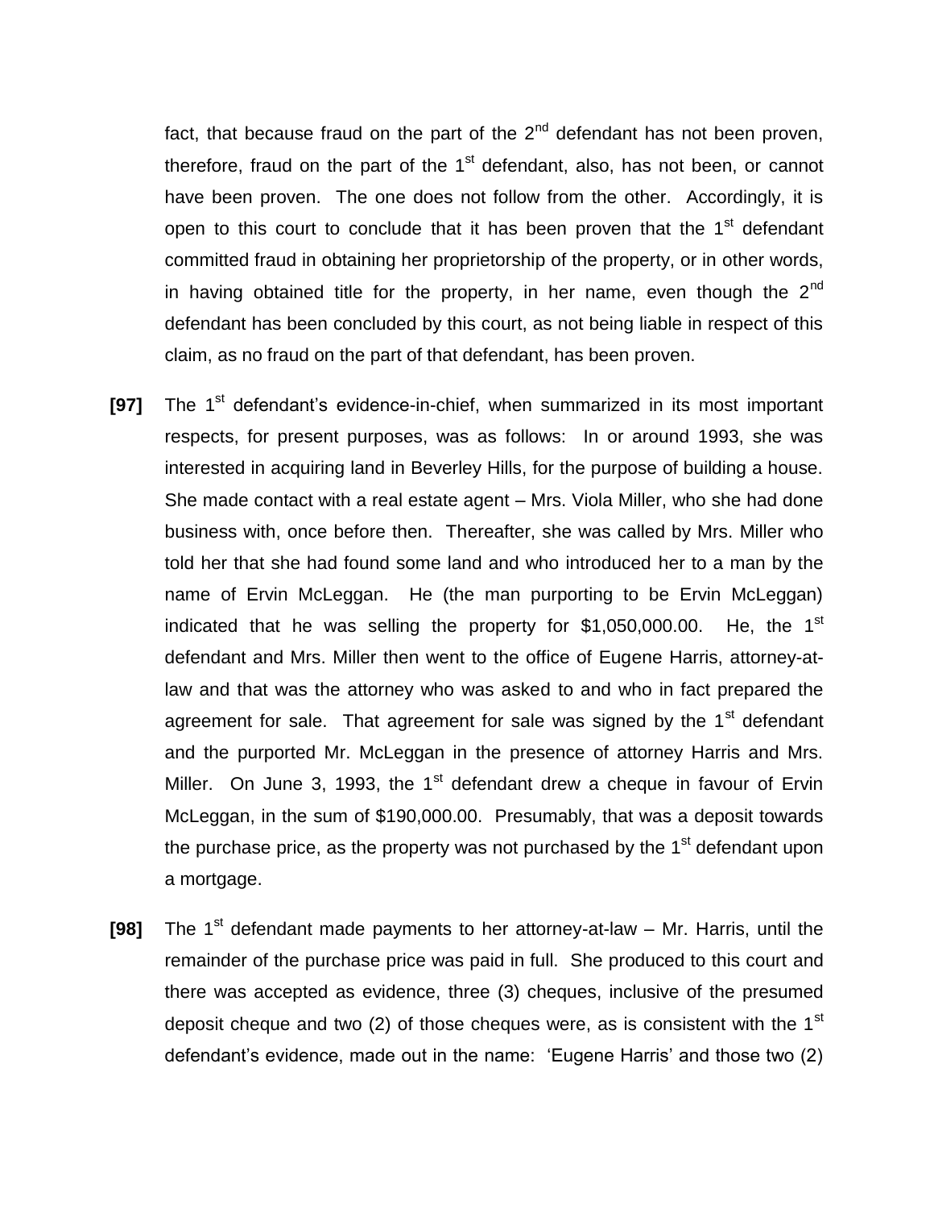fact, that because fraud on the part of the 2nd defendant has not been proven, therefore, fraud on the part of the 1st defendant, also, has not been, or cannot have been proven. The one does not follow from the other. Accordingly, it is open to this court to conclude that it has been proven that the 1st defendant committed fraud in obtaining her proprietorship of the property, or in other words, in having obtained title for the property, in her name, even though the 2nd defendant has been concluded by this court, as not being liable in respect of this claim, as no fraud on the part of that defendant, has been proven.

**[97]** The 1st defendant's evidence-in-chief, when summarized in its most important respects, for present purposes, was as follows: In or around 1993, she was interested in acquiring land in Beverley Hills, for the purpose of building a house. She made contact with a real estate agent – Mrs. Viola Miller, who she had done business with, once before then. Thereafter, she was called by Mrs. Miller who told her that she had found some land and who introduced her to a man by the name of Ervin McLeggan. He (the man purporting to be Ervin McLeggan) indicated that he was selling the property for $1,050,000.00. He, the 1st defendant and Mrs. Miller then went to the office of Eugene Harris, attorney-at-law and that was the attorney who was asked to and who in fact prepared the agreement for sale. That agreement for sale was signed by the 1st defendant and the purported Mr. McLeggan in the presence of attorney Harris and Mrs. Miller. On June 3, 1993, the 1st defendant drew a cheque in favour of Ervin McLeggan, in the sum of $190,000.00. Presumably, that was a deposit towards the purchase price, as the property was not purchased by the 1st defendant upon a mortgage.

**[98]** The 1st defendant made payments to her attorney-at-law – Mr. Harris, until the remainder of the purchase price was paid in full. She produced to this court and there was accepted as evidence, three (3) cheques, inclusive of the presumed deposit cheque and two (2) of those cheques were, as is consistent with the 1st defendant's evidence, made out in the name: 'Eugene Harris' and those two (2)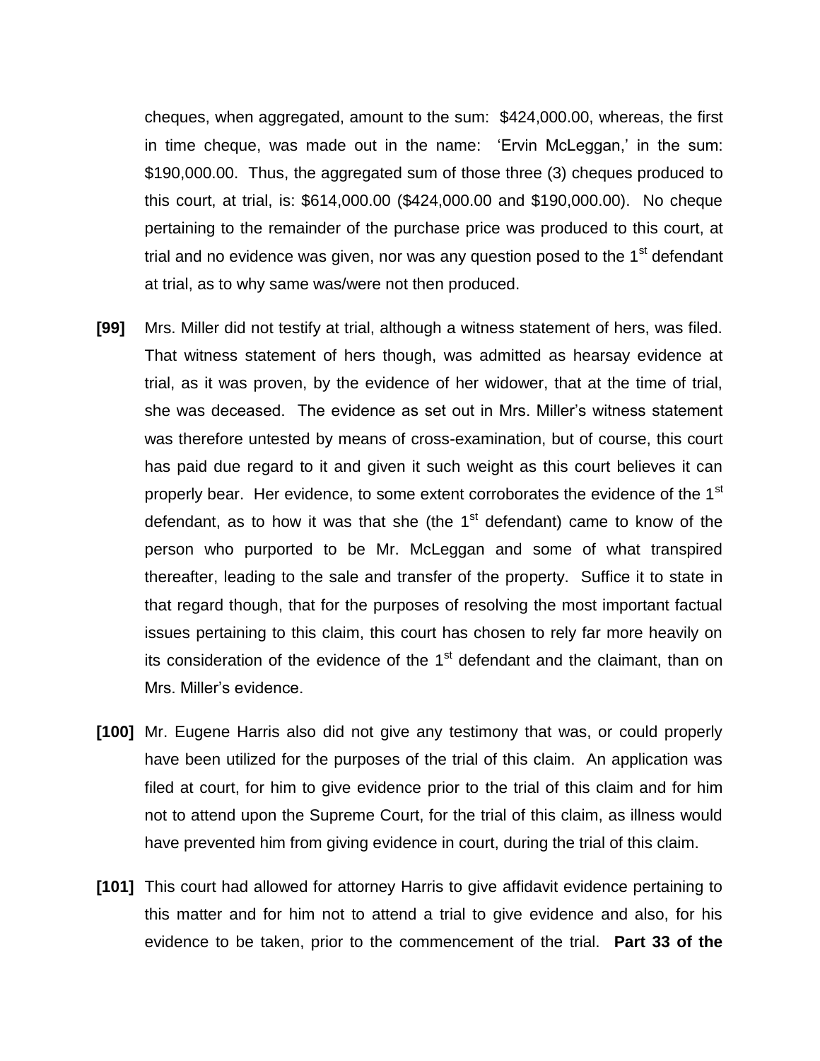cheques, when aggregated, amount to the sum: $424,000.00, whereas, the first in time cheque, was made out in the name: 'Ervin McLeggan,' in the sum: $190,000.00. Thus, the aggregated sum of those three (3) cheques produced to this court, at trial, is: $614,000.00 ($424,000.00 and $190,000.00). No cheque pertaining to the remainder of the purchase price was produced to this court, at trial and no evidence was given, nor was any question posed to the 1st defendant at trial, as to why same was/were not then produced.

**[99]** Mrs. Miller did not testify at trial, although a witness statement of hers, was filed. That witness statement of hers though, was admitted as hearsay evidence at trial, as it was proven, by the evidence of her widower, that at the time of trial, she was deceased. The evidence as set out in Mrs. Miller's witness statement was therefore untested by means of cross-examination, but of course, this court has paid due regard to it and given it such weight as this court believes it can properly bear. Her evidence, to some extent corroborates the evidence of the 1st defendant, as to how it was that she (the 1st defendant) came to know of the person who purported to be Mr. McLeggan and some of what transpired thereafter, leading to the sale and transfer of the property. Suffice it to state in that regard though, that for the purposes of resolving the most important factual issues pertaining to this claim, this court has chosen to rely far more heavily on its consideration of the evidence of the 1st defendant and the claimant, than on Mrs. Miller's evidence.

**[100]** Mr. Eugene Harris also did not give any testimony that was, or could properly have been utilized for the purposes of the trial of this claim. An application was filed at court, for him to give evidence prior to the trial of this claim and for him not to attend upon the Supreme Court, for the trial of this claim, as illness would have prevented him from giving evidence in court, during the trial of this claim.

**[101]** This court had allowed for attorney Harris to give affidavit evidence pertaining to this matter and for him not to attend a trial to give evidence and also, for his evidence to be taken, prior to the commencement of the trial. **Part 33 of the**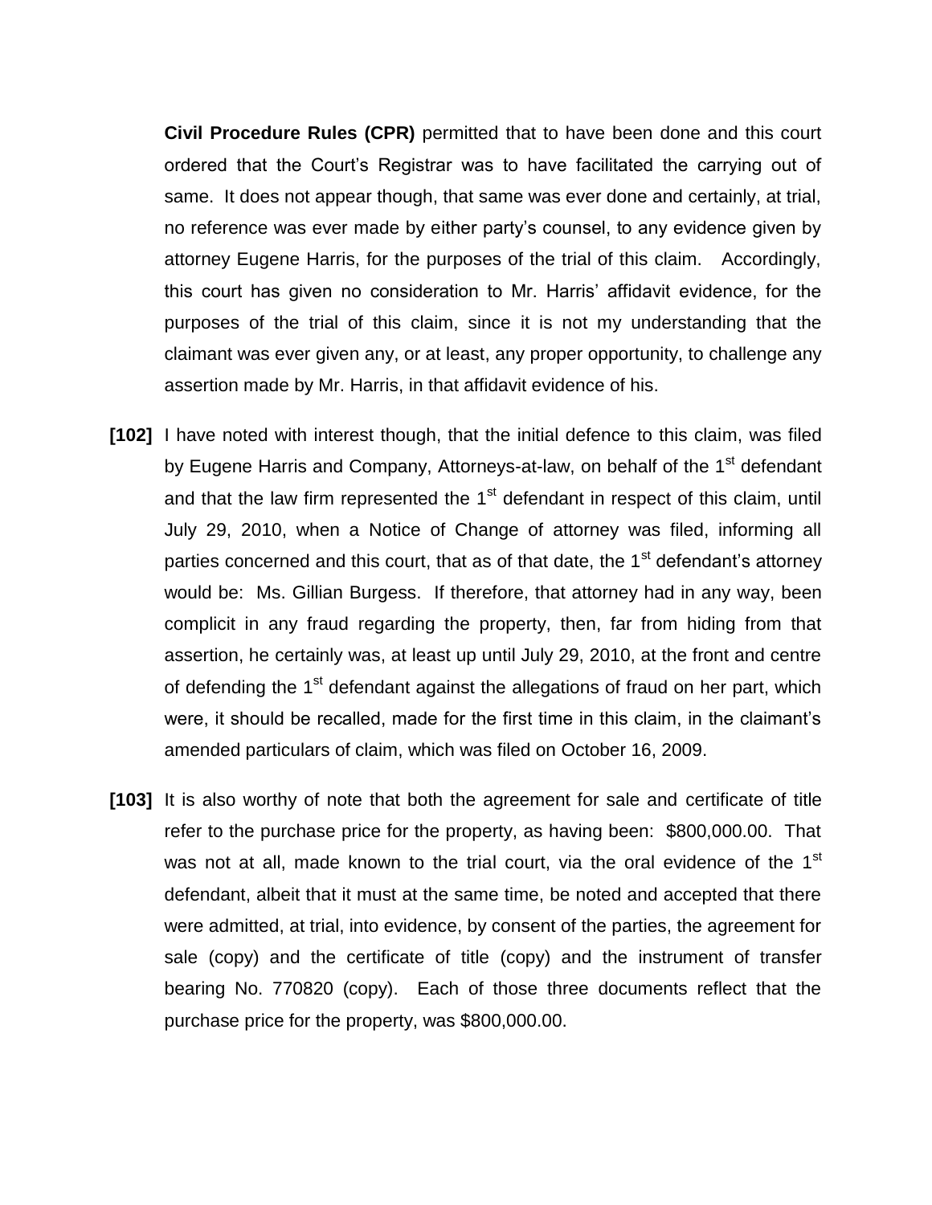**Civil Procedure Rules (CPR)** permitted that to have been done and this court ordered that the Court's Registrar was to have facilitated the carrying out of same. It does not appear though, that same was ever done and certainly, at trial, no reference was ever made by either party's counsel, to any evidence given by attorney Eugene Harris, for the purposes of the trial of this claim. Accordingly, this court has given no consideration to Mr. Harris' affidavit evidence, for the purposes of the trial of this claim, since it is not my understanding that the claimant was ever given any, or at least, any proper opportunity, to challenge any assertion made by Mr. Harris, in that affidavit evidence of his.

**[102]** I have noted with interest though, that the initial defence to this claim, was filed by Eugene Harris and Company, Attorneys-at-law, on behalf of the 1st defendant and that the law firm represented the 1st defendant in respect of this claim, until July 29, 2010, when a Notice of Change of attorney was filed, informing all parties concerned and this court, that as of that date, the 1st defendant's attorney would be: Ms. Gillian Burgess. If therefore, that attorney had in any way, been complicit in any fraud regarding the property, then, far from hiding from that assertion, he certainly was, at least up until July 29, 2010, at the front and centre of defending the 1st defendant against the allegations of fraud on her part, which were, it should be recalled, made for the first time in this claim, in the claimant's amended particulars of claim, which was filed on October 16, 2009.

**[103]** It is also worthy of note that both the agreement for sale and certificate of title refer to the purchase price for the property, as having been: $800,000.00. That was not at all, made known to the trial court, via the oral evidence of the 1st defendant, albeit that it must at the same time, be noted and accepted that there were admitted, at trial, into evidence, by consent of the parties, the agreement for sale (copy) and the certificate of title (copy) and the instrument of transfer bearing No. 770820 (copy). Each of those three documents reflect that the purchase price for the property, was $800,000.00.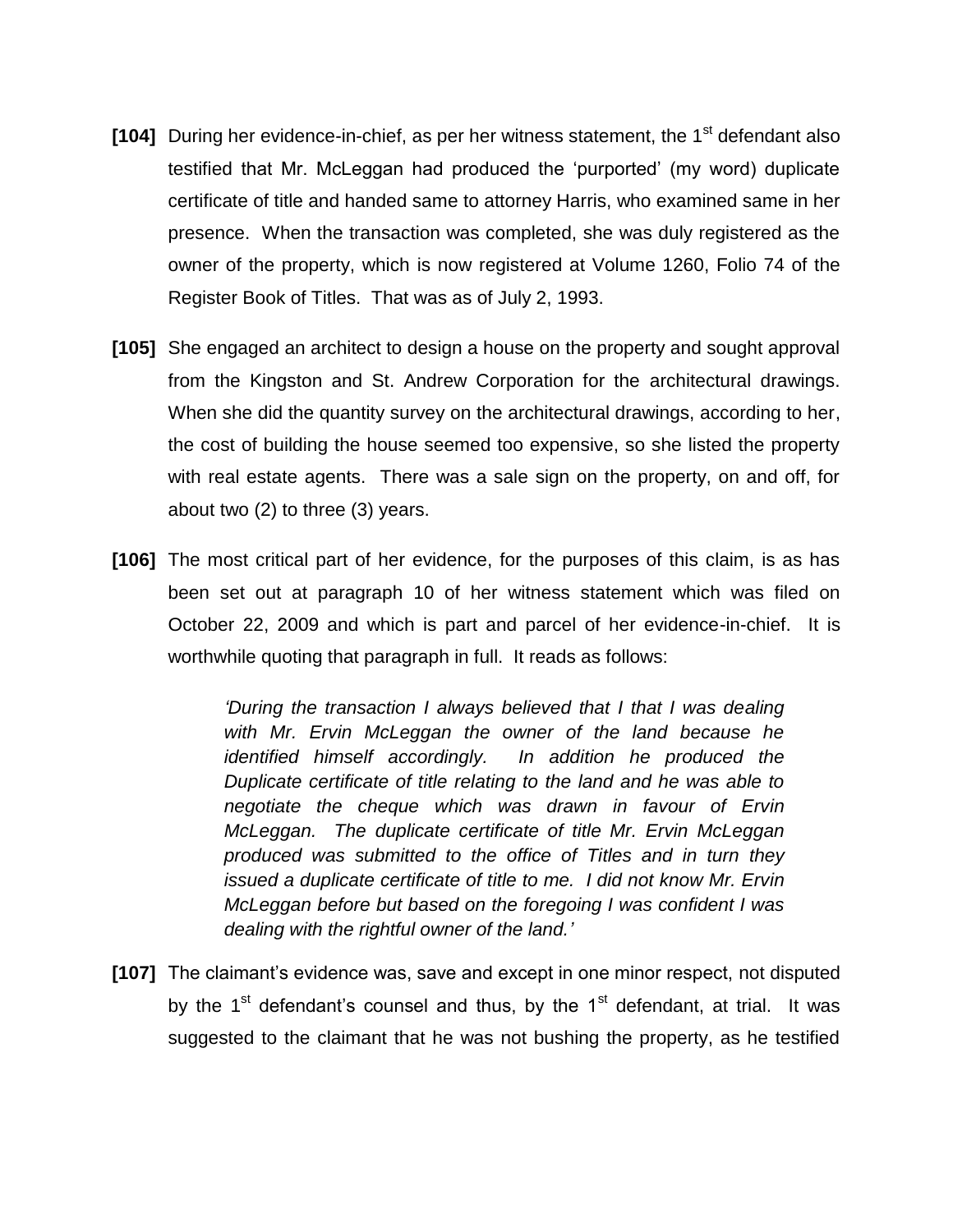**[104]** During her evidence-in-chief, as per her witness statement, the 1st defendant also testified that Mr. McLeggan had produced the 'purported' (my word) duplicate certificate of title and handed same to attorney Harris, who examined same in her presence. When the transaction was completed, she was duly registered as the owner of the property, which is now registered at Volume 1260, Folio 74 of the Register Book of Titles. That was as of July 2, 1993.

**[105]** She engaged an architect to design a house on the property and sought approval from the Kingston and St. Andrew Corporation for the architectural drawings. When she did the quantity survey on the architectural drawings, according to her, the cost of building the house seemed too expensive, so she listed the property with real estate agents. There was a sale sign on the property, on and off, for about two (2) to three (3) years.

**[106]** The most critical part of her evidence, for the purposes of this claim, is as has been set out at paragraph 10 of her witness statement which was filed on October 22, 2009 and which is part and parcel of her evidence-in-chief. It is worthwhile quoting that paragraph in full. It reads as follows:

> *'During the transaction I always believed that I that I was dealing with Mr. Ervin McLeggan the owner of the land because he identified himself accordingly. In addition he produced the Duplicate certificate of title relating to the land and he was able to negotiate the cheque which was drawn in favour of Ervin McLeggan. The duplicate certificate of title Mr. Ervin McLeggan produced was submitted to the office of Titles and in turn they issued a duplicate certificate of title to me. I did not know Mr. Ervin McLeggan before but based on the foregoing I was confident I was dealing with the rightful owner of the land.'*

**[107]** The claimant's evidence was, save and except in one minor respect, not disputed by the 1st defendant's counsel and thus, by the 1st defendant, at trial. It was suggested to the claimant that he was not bushing the property, as he testified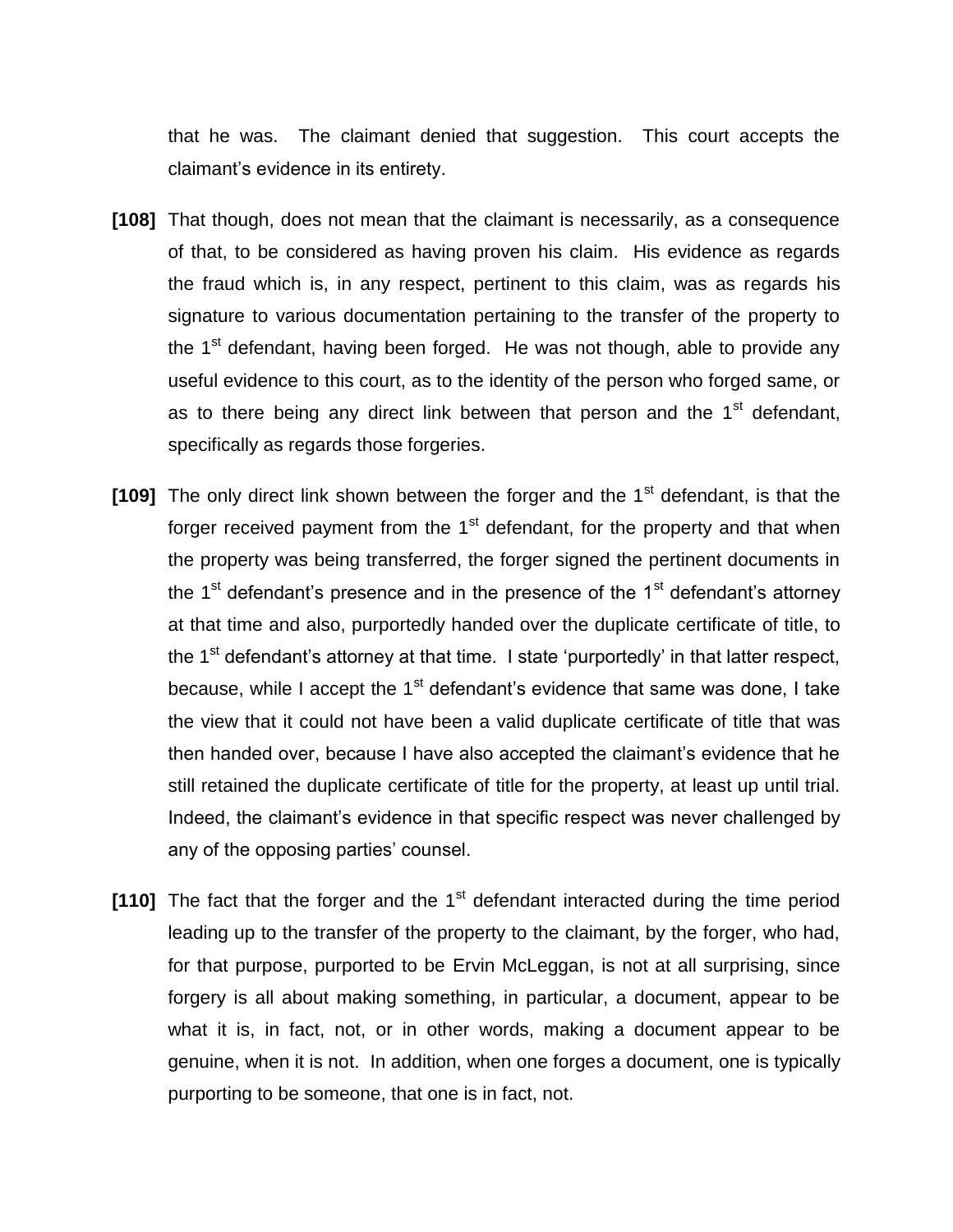that he was. The claimant denied that suggestion. This court accepts the claimant's evidence in its entirety.

**[108]** That though, does not mean that the claimant is necessarily, as a consequence of that, to be considered as having proven his claim. His evidence as regards the fraud which is, in any respect, pertinent to this claim, was as regards his signature to various documentation pertaining to the transfer of the property to the 1st defendant, having been forged. He was not though, able to provide any useful evidence to this court, as to the identity of the person who forged same, or as to there being any direct link between that person and the 1st defendant, specifically as regards those forgeries.

**[109]** The only direct link shown between the forger and the 1st defendant, is that the forger received payment from the 1st defendant, for the property and that when the property was being transferred, the forger signed the pertinent documents in the 1st defendant's presence and in the presence of the 1st defendant's attorney at that time and also, purportedly handed over the duplicate certificate of title, to the 1st defendant's attorney at that time. I state 'purportedly' in that latter respect, because, while I accept the 1st defendant's evidence that same was done, I take the view that it could not have been a valid duplicate certificate of title that was then handed over, because I have also accepted the claimant's evidence that he still retained the duplicate certificate of title for the property, at least up until trial. Indeed, the claimant's evidence in that specific respect was never challenged by any of the opposing parties' counsel.

**[110]** The fact that the forger and the 1st defendant interacted during the time period leading up to the transfer of the property to the claimant, by the forger, who had, for that purpose, purported to be Ervin McLeggan, is not at all surprising, since forgery is all about making something, in particular, a document, appear to be what it is, in fact, not, or in other words, making a document appear to be genuine, when it is not. In addition, when one forges a document, one is typically purporting to be someone, that one is in fact, not.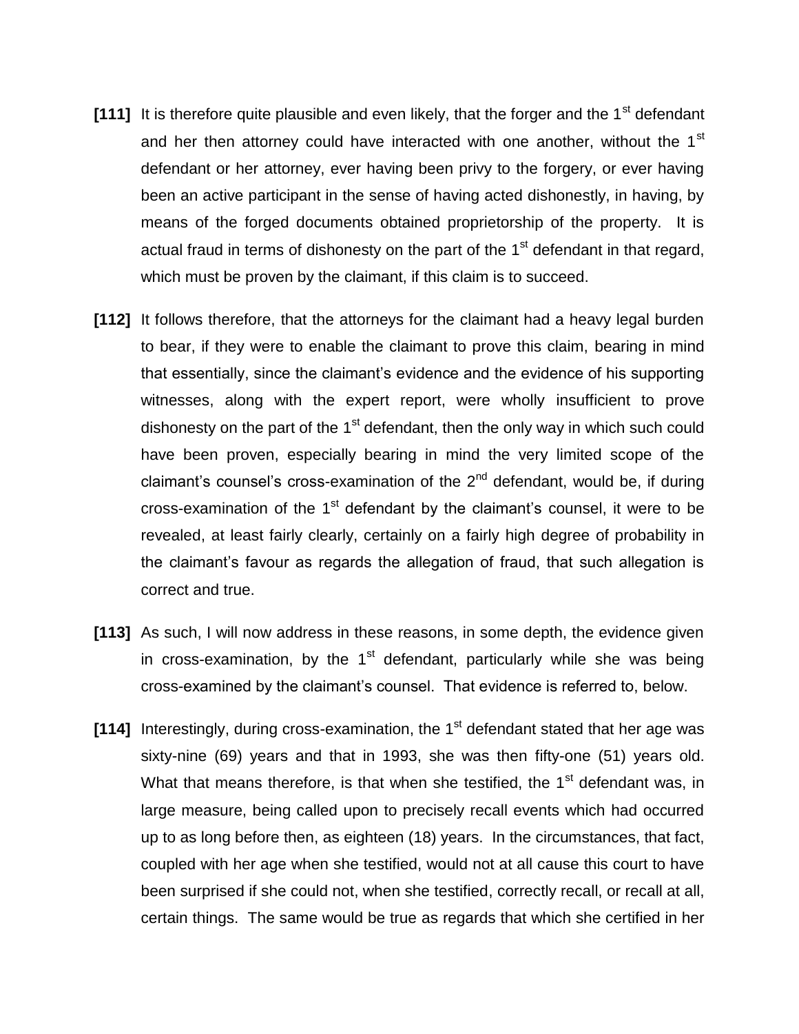**[111]** It is therefore quite plausible and even likely, that the forger and the 1st defendant and her then attorney could have interacted with one another, without the 1st defendant or her attorney, ever having been privy to the forgery, or ever having been an active participant in the sense of having acted dishonestly, in having, by means of the forged documents obtained proprietorship of the property. It is actual fraud in terms of dishonesty on the part of the 1st defendant in that regard, which must be proven by the claimant, if this claim is to succeed.

**[112]** It follows therefore, that the attorneys for the claimant had a heavy legal burden to bear, if they were to enable the claimant to prove this claim, bearing in mind that essentially, since the claimant's evidence and the evidence of his supporting witnesses, along with the expert report, were wholly insufficient to prove dishonesty on the part of the 1st defendant, then the only way in which such could have been proven, especially bearing in mind the very limited scope of the claimant's counsel's cross-examination of the 2nd defendant, would be, if during cross-examination of the 1st defendant by the claimant's counsel, it were to be revealed, at least fairly clearly, certainly on a fairly high degree of probability in the claimant's favour as regards the allegation of fraud, that such allegation is correct and true.

**[113]** As such, I will now address in these reasons, in some depth, the evidence given in cross-examination, by the 1st defendant, particularly while she was being cross-examined by the claimant's counsel. That evidence is referred to, below.

**[114]** Interestingly, during cross-examination, the 1st defendant stated that her age was sixty-nine (69) years and that in 1993, she was then fifty-one (51) years old. What that means therefore, is that when she testified, the 1st defendant was, in large measure, being called upon to precisely recall events which had occurred up to as long before then, as eighteen (18) years. In the circumstances, that fact, coupled with her age when she testified, would not at all cause this court to have been surprised if she could not, when she testified, correctly recall, or recall at all, certain things. The same would be true as regards that which she certified in her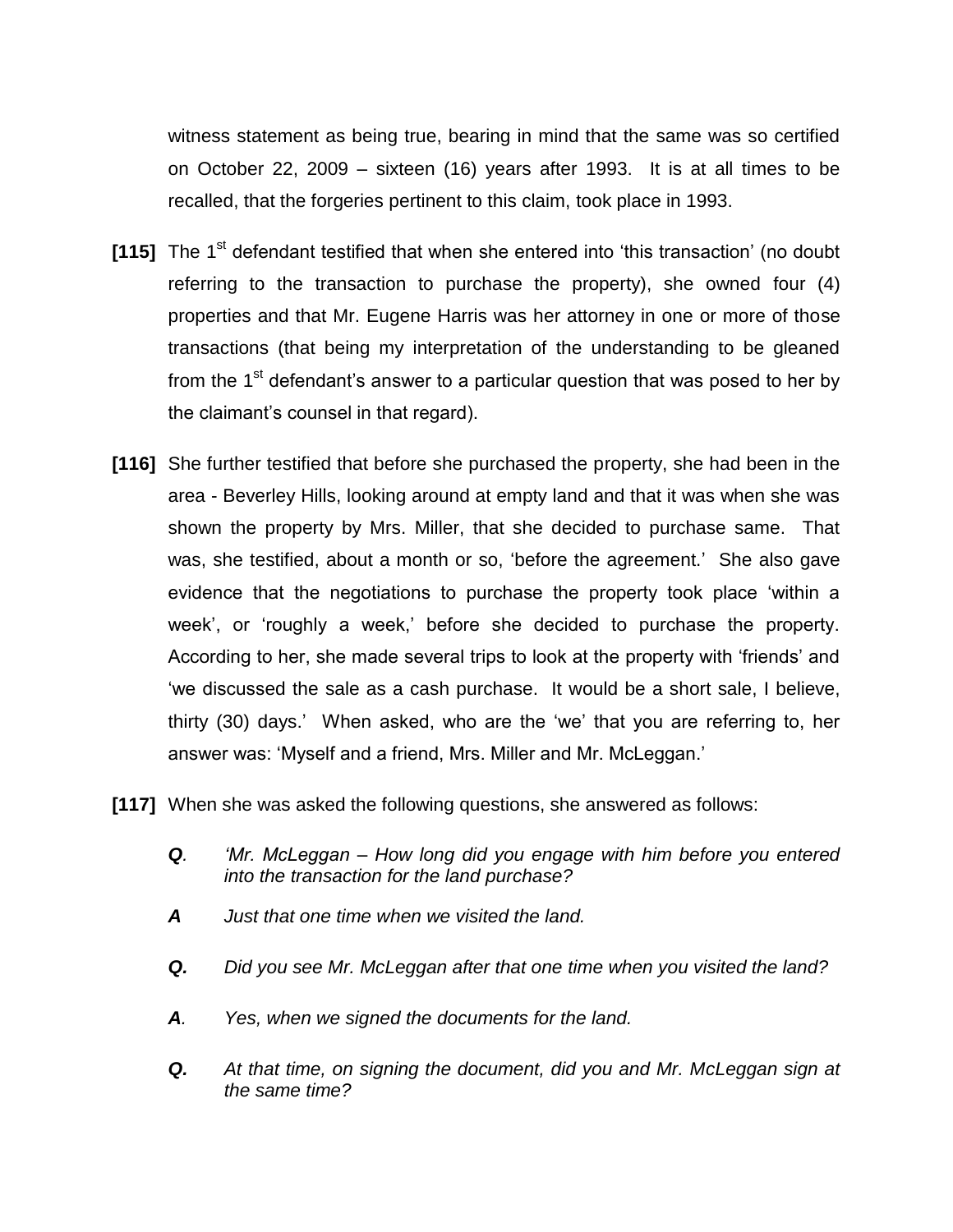witness statement as being true, bearing in mind that the same was so certified on October 22, 2009 – sixteen (16) years after 1993. It is at all times to be recalled, that the forgeries pertinent to this claim, took place in 1993.

**[115]** The 1st defendant testified that when she entered into 'this transaction' (no doubt referring to the transaction to purchase the property), she owned four (4) properties and that Mr. Eugene Harris was her attorney in one or more of those transactions (that being my interpretation of the understanding to be gleaned from the 1st defendant's answer to a particular question that was posed to her by the claimant's counsel in that regard).

**[116]** She further testified that before she purchased the property, she had been in the area - Beverley Hills, looking around at empty land and that it was when she was shown the property by Mrs. Miller, that she decided to purchase same. That was, she testified, about a month or so, 'before the agreement.' She also gave evidence that the negotiations to purchase the property took place 'within a week', or 'roughly a week,' before she decided to purchase the property. According to her, she made several trips to look at the property with 'friends' and 'we discussed the sale as a cash purchase. It would be a short sale, I believe, thirty (30) days.' When asked, who are the 'we' that you are referring to, her answer was: 'Myself and a friend, Mrs. Miller and Mr. McLeggan.'

**[117]** When she was asked the following questions, she answered as follows:

> ***Q**. 'Mr. McLeggan – How long did you engage with him before you entered into the transaction for the land purchase?*
>
> ***A** Just that one time when we visited the land.*
>
> ***Q.** Did you see Mr. McLeggan after that one time when you visited the land?*
>
> ***A**. Yes, when we signed the documents for the land.*
>
> ***Q.** At that time, on signing the document, did you and Mr. McLeggan sign at the same time?*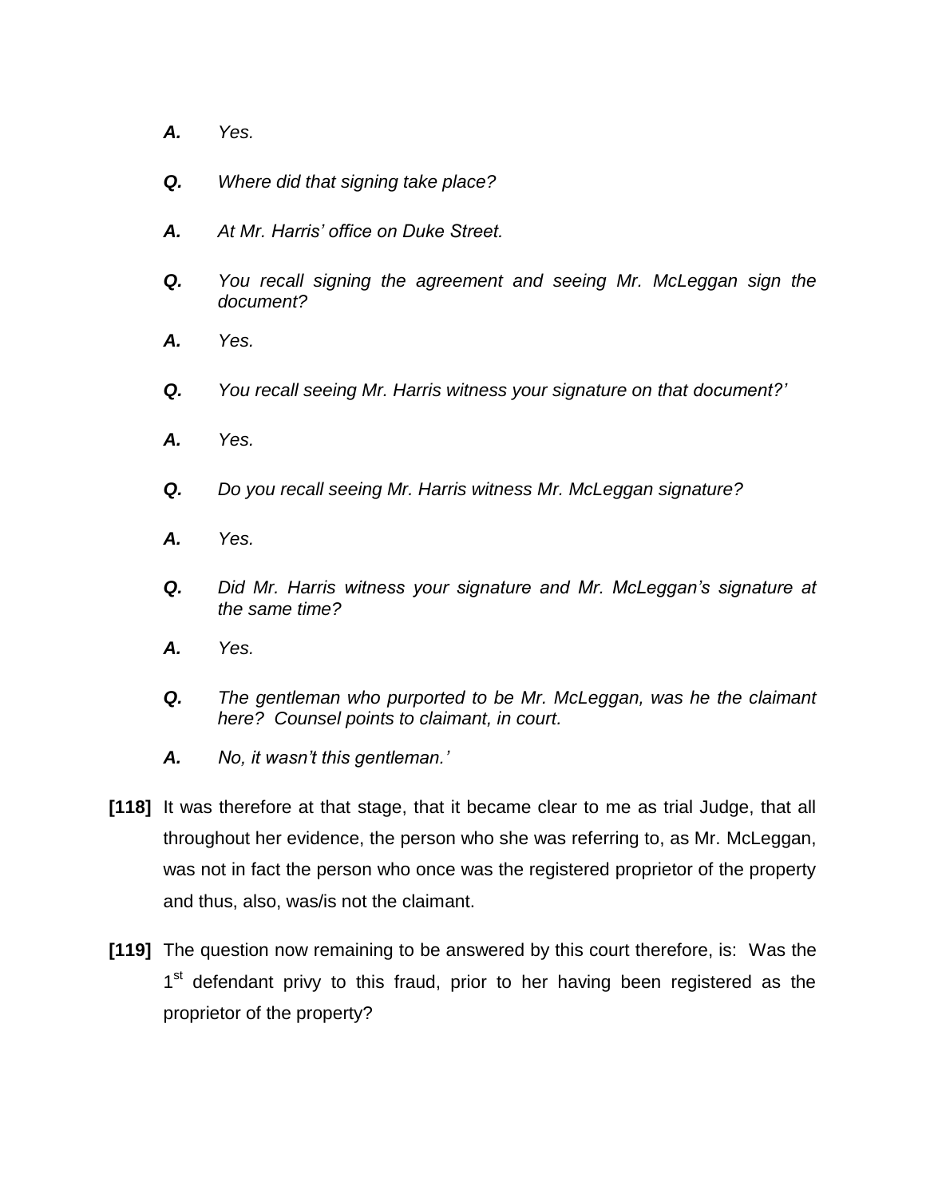***A.*** *Yes.*

***Q.*** *Where did that signing take place?*

***A.*** *At Mr. Harris' office on Duke Street.*

***Q.*** *You recall signing the agreement and seeing Mr. McLeggan sign the document?*

***A.*** *Yes.*

***Q.*** *You recall seeing Mr. Harris witness your signature on that document?'*

***A.*** *Yes.*

***Q.*** *Do you recall seeing Mr. Harris witness Mr. McLeggan signature?*

***A.*** *Yes.*

***Q.*** *Did Mr. Harris witness your signature and Mr. McLeggan's signature at the same time?*

***A.*** *Yes.*

***Q.*** *The gentleman who purported to be Mr. McLeggan, was he the claimant here? Counsel points to claimant, in court.*

***A.*** *No, it wasn't this gentleman.'*

**[118]** It was therefore at that stage, that it became clear to me as trial Judge, that all throughout her evidence, the person who she was referring to, as Mr. McLeggan, was not in fact the person who once was the registered proprietor of the property and thus, also, was/is not the claimant.

**[119]** The question now remaining to be answered by this court therefore, is: Was the 1st defendant privy to this fraud, prior to her having been registered as the proprietor of the property?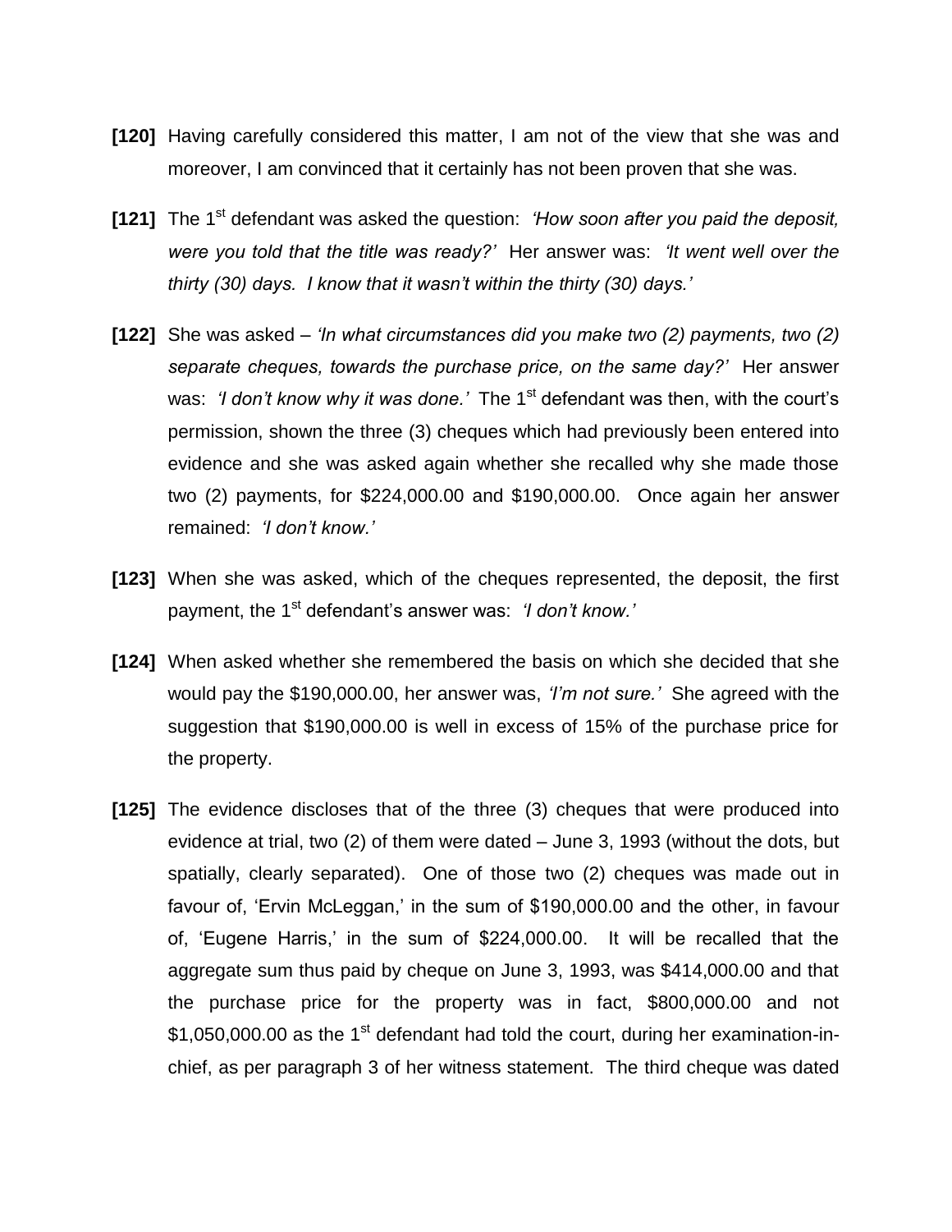**[120]** Having carefully considered this matter, I am not of the view that she was and moreover, I am convinced that it certainly has not been proven that she was.

**[121]** The 1st defendant was asked the question: *'How soon after you paid the deposit, were you told that the title was ready?'* Her answer was: *'It went well over the thirty (30) days. I know that it wasn't within the thirty (30) days.'*

**[122]** She was asked – *'In what circumstances did you make two (2) payments, two (2) separate cheques, towards the purchase price, on the same day?'* Her answer was: *'I don't know why it was done.'* The 1st defendant was then, with the court's permission, shown the three (3) cheques which had previously been entered into evidence and she was asked again whether she recalled why she made those two (2) payments, for $224,000.00 and $190,000.00. Once again her answer remained: *'I don't know.'*

**[123]** When she was asked, which of the cheques represented, the deposit, the first payment, the 1st defendant's answer was: *'I don't know.'*

**[124]** When asked whether she remembered the basis on which she decided that she would pay the $190,000.00, her answer was, *'I'm not sure.'* She agreed with the suggestion that $190,000.00 is well in excess of 15% of the purchase price for the property.

**[125]** The evidence discloses that of the three (3) cheques that were produced into evidence at trial, two (2) of them were dated – June 3, 1993 (without the dots, but spatially, clearly separated). One of those two (2) cheques was made out in favour of, 'Ervin McLeggan,' in the sum of $190,000.00 and the other, in favour of, 'Eugene Harris,' in the sum of $224,000.00. It will be recalled that the aggregate sum thus paid by cheque on June 3, 1993, was $414,000.00 and that the purchase price for the property was in fact, $800,000.00 and not $1,050,000.00 as the 1st defendant had told the court, during her examination-in-chief, as per paragraph 3 of her witness statement. The third cheque was dated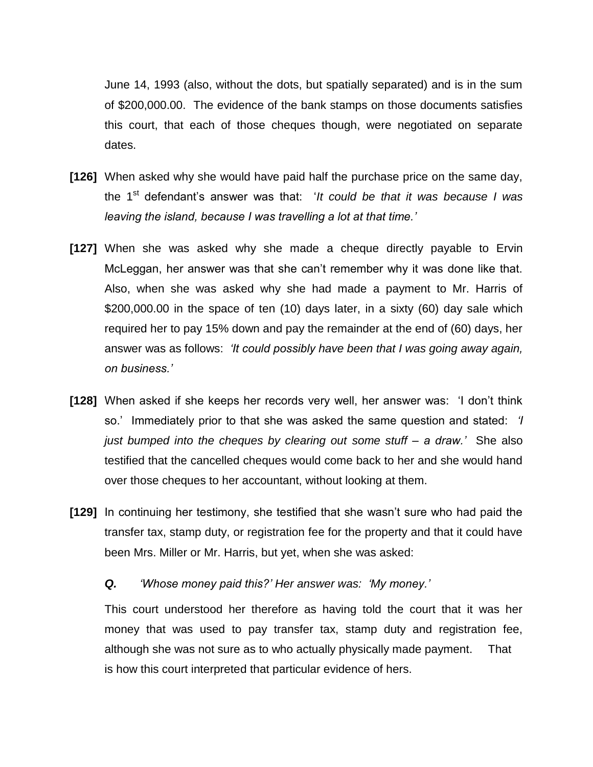June 14, 1993 (also, without the dots, but spatially separated) and is in the sum of $200,000.00. The evidence of the bank stamps on those documents satisfies this court, that each of those cheques though, were negotiated on separate dates.

**[126]** When asked why she would have paid half the purchase price on the same day, the 1st defendant's answer was that: '*It could be that it was because I was leaving the island, because I was travelling a lot at that time.'*

**[127]** When she was asked why she made a cheque directly payable to Ervin McLeggan, her answer was that she can't remember why it was done like that. Also, when she was asked why she had made a payment to Mr. Harris of $200,000.00 in the space of ten (10) days later, in a sixty (60) day sale which required her to pay 15% down and pay the remainder at the end of (60) days, her answer was as follows: *'It could possibly have been that I was going away again, on business.'*

**[128]** When asked if she keeps her records very well, her answer was: 'I don't think so.' Immediately prior to that she was asked the same question and stated: *'I just bumped into the cheques by clearing out some stuff – a draw.'* She also testified that the cancelled cheques would come back to her and she would hand over those cheques to her accountant, without looking at them.

**[129]** In continuing her testimony, she testified that she wasn't sure who had paid the transfer tax, stamp duty, or registration fee for the property and that it could have been Mrs. Miller or Mr. Harris, but yet, when she was asked:

***Q.*** *'Whose money paid this?' Her answer was: 'My money.'*

This court understood her therefore as having told the court that it was her money that was used to pay transfer tax, stamp duty and registration fee, although she was not sure as to who actually physically made payment. That is how this court interpreted that particular evidence of hers.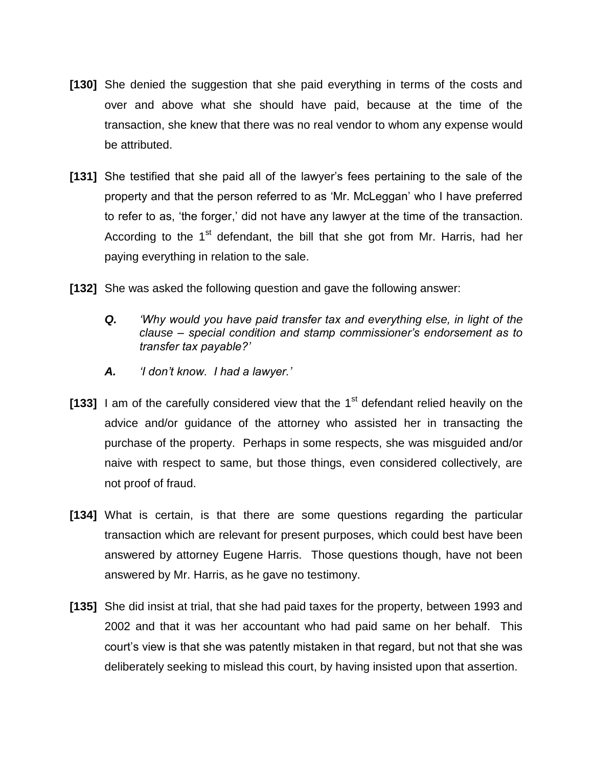**[130]** She denied the suggestion that she paid everything in terms of the costs and over and above what she should have paid, because at the time of the transaction, she knew that there was no real vendor to whom any expense would be attributed.

**[131]** She testified that she paid all of the lawyer's fees pertaining to the sale of the property and that the person referred to as 'Mr. McLeggan' who I have preferred to refer to as, 'the forger,' did not have any lawyer at the time of the transaction. According to the 1st defendant, the bill that she got from Mr. Harris, had her paying everything in relation to the sale.

**[132]** She was asked the following question and gave the following answer:

> ***Q.*** *'Why would you have paid transfer tax and everything else, in light of the clause – special condition and stamp commissioner's endorsement as to transfer tax payable?'*
>
> ***A.*** *'I don't know. I had a lawyer.'*

**[133]** I am of the carefully considered view that the 1st defendant relied heavily on the advice and/or guidance of the attorney who assisted her in transacting the purchase of the property. Perhaps in some respects, she was misguided and/or naive with respect to same, but those things, even considered collectively, are not proof of fraud.

**[134]** What is certain, is that there are some questions regarding the particular transaction which are relevant for present purposes, which could best have been answered by attorney Eugene Harris. Those questions though, have not been answered by Mr. Harris, as he gave no testimony.

**[135]** She did insist at trial, that she had paid taxes for the property, between 1993 and 2002 and that it was her accountant who had paid same on her behalf. This court's view is that she was patently mistaken in that regard, but not that she was deliberately seeking to mislead this court, by having insisted upon that assertion.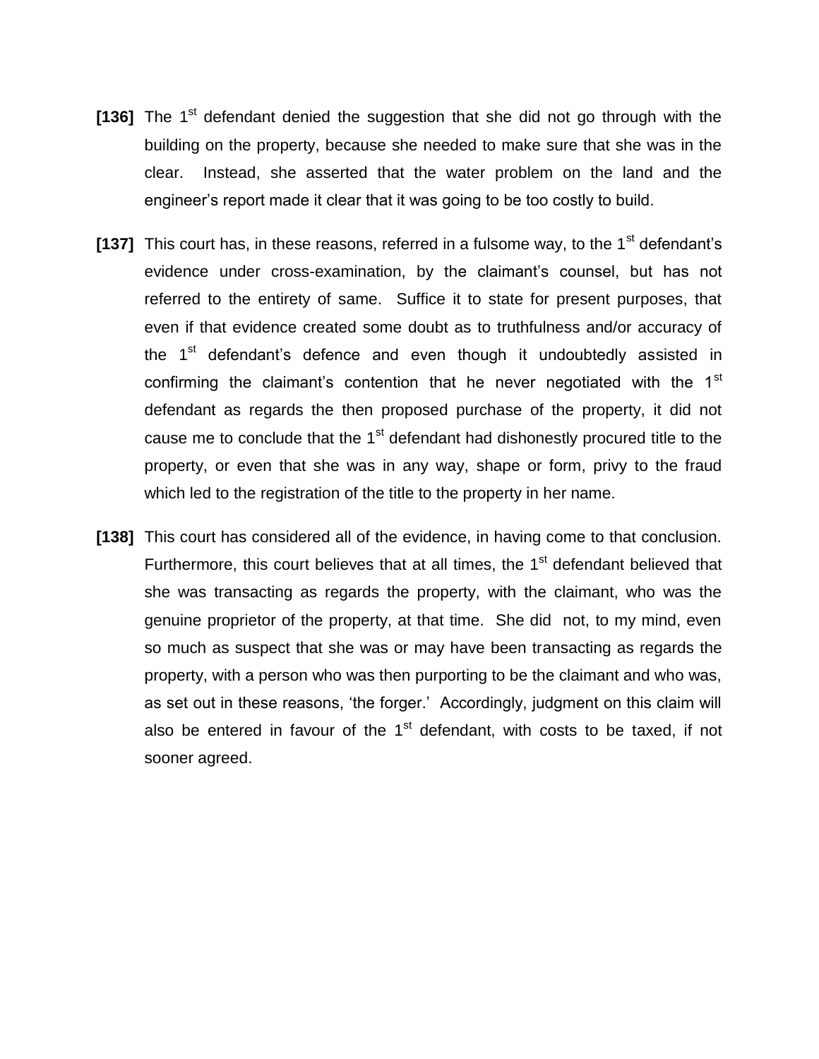**[136]** The 1st defendant denied the suggestion that she did not go through with the building on the property, because she needed to make sure that she was in the clear. Instead, she asserted that the water problem on the land and the engineer's report made it clear that it was going to be too costly to build.

**[137]** This court has, in these reasons, referred in a fulsome way, to the 1st defendant's evidence under cross-examination, by the claimant's counsel, but has not referred to the entirety of same. Suffice it to state for present purposes, that even if that evidence created some doubt as to truthfulness and/or accuracy of the 1st defendant's defence and even though it undoubtedly assisted in confirming the claimant's contention that he never negotiated with the 1st defendant as regards the then proposed purchase of the property, it did not cause me to conclude that the 1st defendant had dishonestly procured title to the property, or even that she was in any way, shape or form, privy to the fraud which led to the registration of the title to the property in her name.

**[138]** This court has considered all of the evidence, in having come to that conclusion. Furthermore, this court believes that at all times, the 1st defendant believed that she was transacting as regards the property, with the claimant, who was the genuine proprietor of the property, at that time. She did not, to my mind, even so much as suspect that she was or may have been transacting as regards the property, with a person who was then purporting to be the claimant and who was, as set out in these reasons, 'the forger.' Accordingly, judgment on this claim will also be entered in favour of the 1st defendant, with costs to be taxed, if not sooner agreed.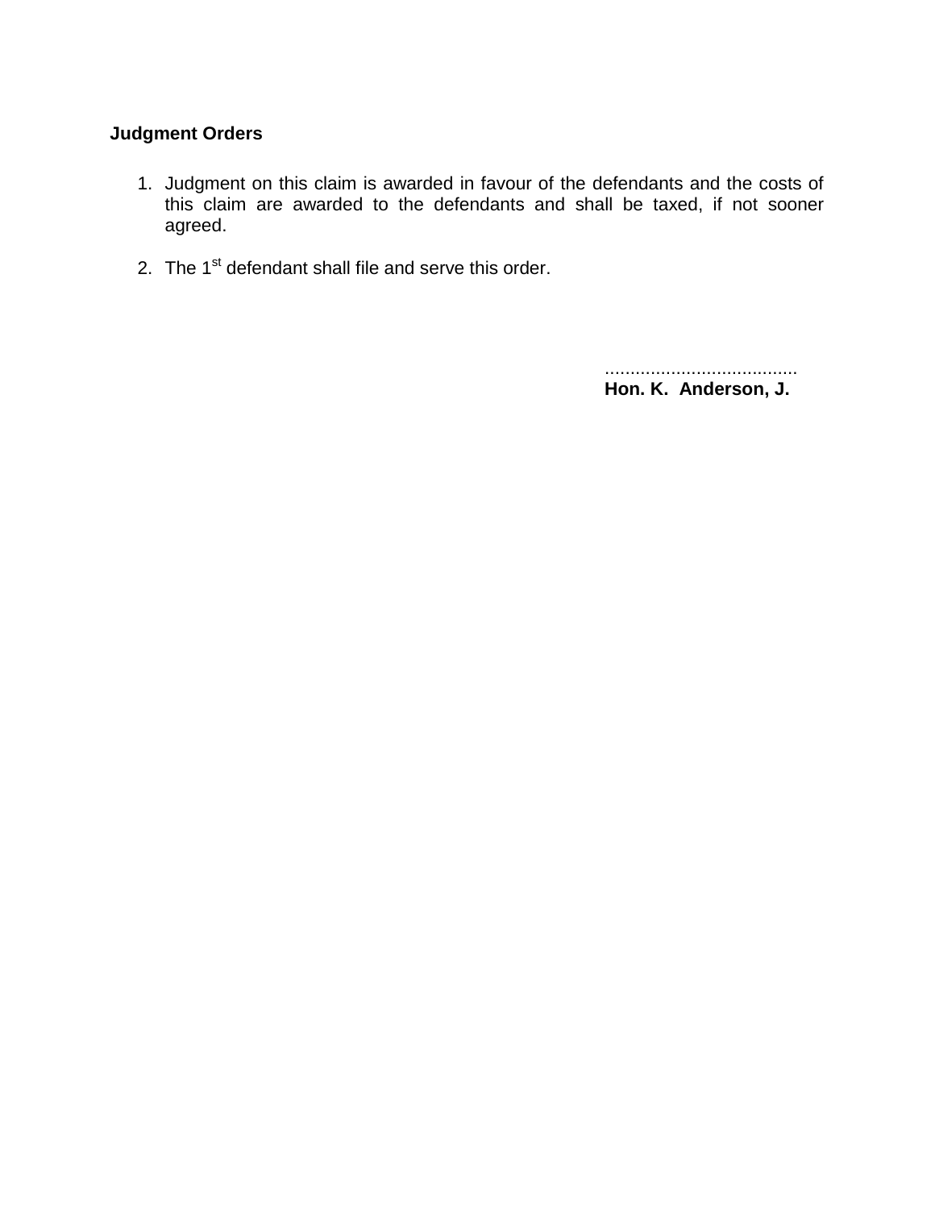**Judgment Orders**

1. Judgment on this claim is awarded in favour of the defendants and the costs of this claim are awarded to the defendants and shall be taxed, if not sooner agreed.

2. The 1st defendant shall file and serve this order.

......................................

**Hon. K. Anderson, J.**